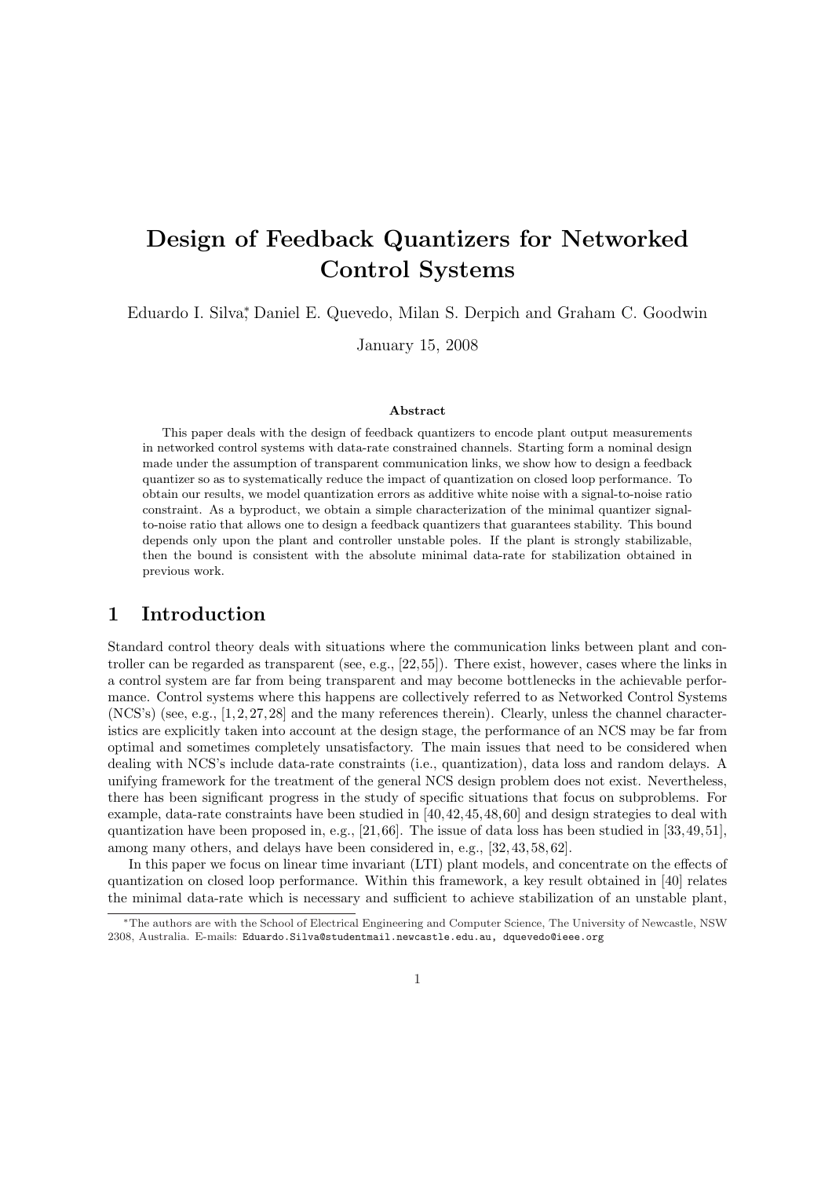# Design of Feedback Quantizers for Networked Control Systems

Eduardo I. Silva,* Daniel E. Quevedo, Milan S. Derpich and Graham C. Goodwin

January 15, 2008

### Abstract

This paper deals with the design of feedback quantizers to encode plant output measurements in networked control systems with data-rate constrained channels. Starting form a nominal design made under the assumption of transparent communication links, we show how to design a feedback quantizer so as to systematically reduce the impact of quantization on closed loop performance. To obtain our results, we model quantization errors as additive white noise with a signal-to-noise ratio constraint. As a byproduct, we obtain a simple characterization of the minimal quantizer signal-to-noise ratio that allows one to design a feedback quantizers that guarantees stability. This bound depends only upon the plant and controller unstable poles. If the plant is strongly stabilizable, then the bound is consistent with the absolute minimal data-rate for stabilization obtained in previous work.

## 1 Introduction

Standard control theory deals with situations where the communication links between plant and controller can be regarded as transparent (see, e.g., [22,55]). There exist, however, cases where the links in a control system are far from being transparent and may become bottlenecks in the achievable performance. Control systems where this happens are collectively referred to as Networked Control Systems (NCS's) (see, e.g., [1,2,27,28] and the many references therein). Clearly, unless the channel characteristics are explicitly taken into account at the design stage, the performance of an NCS may be far from optimal and sometimes completely unsatisfactory. The main issues that need to be considered when dealing with NCS's include data-rate constraints (i.e., quantization), data loss and random delays. A unifying framework for the treatment of the general NCS design problem does not exist. Nevertheless, there has been significant progress in the study of specific situations that focus on subproblems. For example, data-rate constraints have been studied in [40,42,45,48,60] and design strategies to deal with quantization have been proposed in, e.g., [21,66]. The issue of data loss has been studied in [33,49,51], among many others, and delays have been considered in, e.g., [32,43,58,62].

In this paper we focus on linear time invariant (LTI) plant models, and concentrate on the effects of quantization on closed loop performance. Within this framework, a key result obtained in [40] relates the minimal data-rate which is necessary and sufficient to achieve stabilization of an unstable plant,

*The authors are with the School of Electrical Engineering and Computer Science, The University of Newcastle, NSW 2308, Australia. E-mails: Eduardo.Silva@studentmail.newcastle.edu.au, dquevedo@ieee.org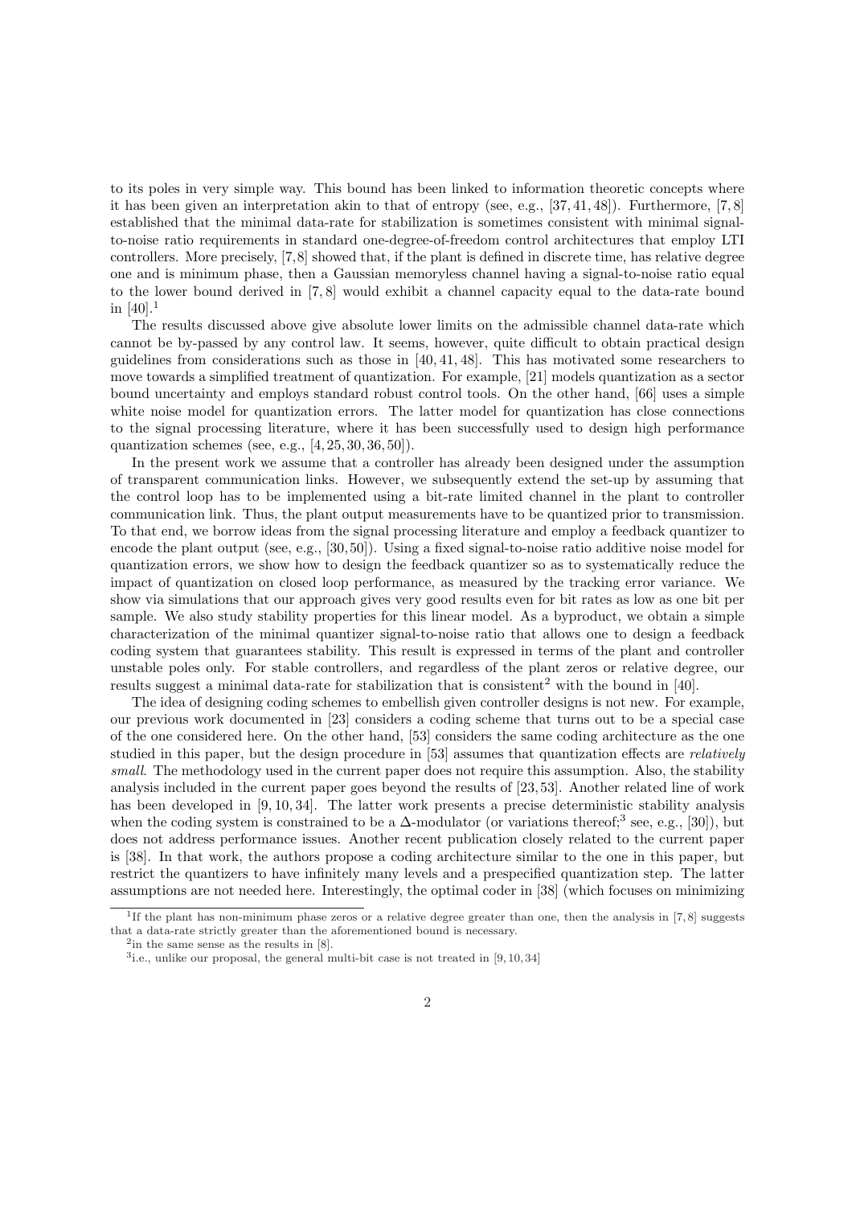to its poles in very simple way. This bound has been linked to information theoretic concepts where it has been given an interpretation akin to that of entropy (see, e.g., [37, 41, 48]). Furthermore, [7, 8] established that the minimal data-rate for stabilization is sometimes consistent with minimal signal-to-noise ratio requirements in standard one-degree-of-freedom control architectures that employ LTI controllers. More precisely, [7, 8] showed that, if the plant is defined in discrete time, has relative degree one and is minimum phase, then a Gaussian memoryless channel having a signal-to-noise ratio equal to the lower bound derived in [7, 8] would exhibit a channel capacity equal to the data-rate bound in [40].[1]

The results discussed above give absolute lower limits on the admissible channel data-rate which cannot be by-passed by any control law. It seems, however, quite difficult to obtain practical design guidelines from considerations such as those in [40, 41, 48]. This has motivated some researchers to move towards a simplified treatment of quantization. For example, [21] models quantization as a sector bound uncertainty and employs standard robust control tools. On the other hand, [66] uses a simple white noise model for quantization errors. The latter model for quantization has close connections to the signal processing literature, where it has been successfully used to design high performance quantization schemes (see, e.g., [4, 25, 30, 36, 50]).

In the present work we assume that a controller has already been designed under the assumption of transparent communication links. However, we subsequently extend the set-up by assuming that the control loop has to be implemented using a bit-rate limited channel in the plant to controller communication link. Thus, the plant output measurements have to be quantized prior to transmission. To that end, we borrow ideas from the signal processing literature and employ a feedback quantizer to encode the plant output (see, e.g., [30, 50]). Using a fixed signal-to-noise ratio additive noise model for quantization errors, we show how to design the feedback quantizer so as to systematically reduce the impact of quantization on closed loop performance, as measured by the tracking error variance. We show via simulations that our approach gives very good results even for bit rates as low as one bit per sample. We also study stability properties for this linear model. As a byproduct, we obtain a simple characterization of the minimal quantizer signal-to-noise ratio that allows one to design a feedback coding system that guarantees stability. This result is expressed in terms of the plant and controller unstable poles only. For stable controllers, and regardless of the plant zeros or relative degree, our results suggest a minimal data-rate for stabilization that is consistent[2] with the bound in [40].

The idea of designing coding schemes to embellish given controller designs is not new. For example, our previous work documented in [23] considers a coding scheme that turns out to be a special case of the one considered here. On the other hand, [53] considers the same coding architecture as the one studied in this paper, but the design procedure in [53] assumes that quantization effects are *relatively small*. The methodology used in the current paper does not require this assumption. Also, the stability analysis included in the current paper goes beyond the results of [23, 53]. Another related line of work has been developed in [9, 10, 34]. The latter work presents a precise deterministic stability analysis when the coding system is constrained to be a $\Delta$-modulator (or variations thereof;[3] see, e.g., [30]), but does not address performance issues. Another recent publication closely related to the current paper is [38]. In that work, the authors propose a coding architecture similar to the one in this paper, but restrict the quantizers to have infinitely many levels and a prespecified quantization step. The latter assumptions are not needed here. Interestingly, the optimal coder in [38] (which focuses on minimizing

[1] If the plant has non-minimum phase zeros or a relative degree greater than one, then the analysis in [7, 8] suggests that a data-rate strictly greater than the aforementioned bound is necessary.

[2] in the same sense as the results in [8].

[3] i.e., unlike our proposal, the general multi-bit case is not treated in [9, 10, 34]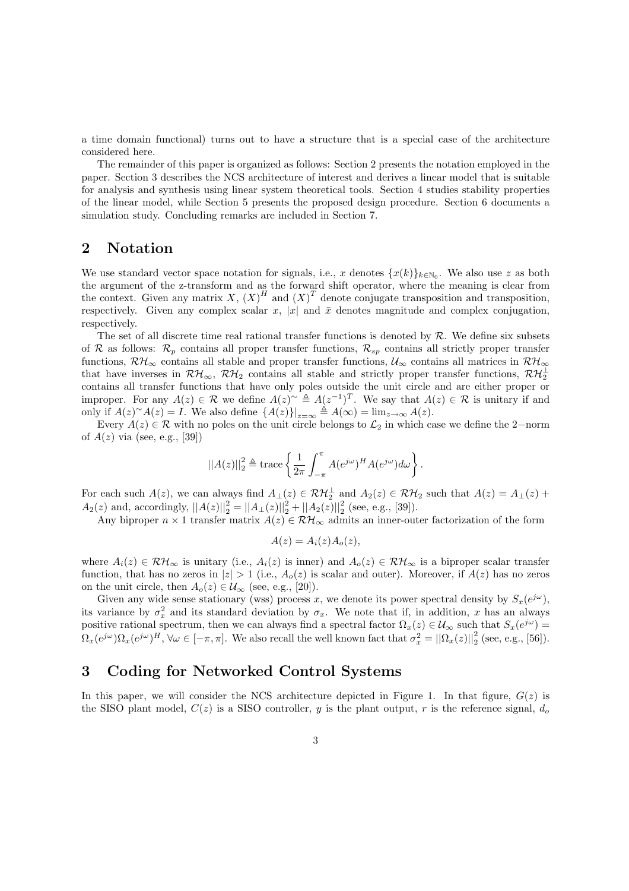a time domain functional) turns out to have a structure that is a special case of the architecture considered here.

The remainder of this paper is organized as follows: Section 2 presents the notation employed in the paper. Section 3 describes the NCS architecture of interest and derives a linear model that is suitable for analysis and synthesis using linear system theoretical tools. Section 4 studies stability properties of the linear model, while Section 5 presents the proposed design procedure. Section 6 documents a simulation study. Concluding remarks are included in Section 7.

## 2 Notation

We use standard vector space notation for signals, i.e., $x$ denotes $\{x(k)\}_{k\in\mathbb{N}_0}$. We also use $z$ as both the argument of the z-transform and as the forward shift operator, where the meaning is clear from the context. Given any matrix $X$, $(X)^H$ and $(X)^T$ denote conjugate transposition and transposition, respectively. Given any complex scalar $x$, $|x|$ and $\bar{x}$ denotes magnitude and complex conjugation, respectively.

The set of all discrete time real rational transfer functions is denoted by $\mathcal{R}$. We define six subsets of $\mathcal{R}$ as follows: $\mathcal{R}_p$ contains all proper transfer functions, $\mathcal{R}_{sp}$ contains all strictly proper transfer functions, $\mathcal{RH}_\infty$ contains all stable and proper transfer functions, $\mathcal{U}_\infty$ contains all matrices in $\mathcal{RH}_\infty$ that have inverses in $\mathcal{RH}_\infty$, $\mathcal{RH}_2$ contains all stable and strictly proper transfer functions, $\mathcal{RH}_2^\perp$ contains all transfer functions that have only poles outside the unit circle and are either proper or improper. For any $A(z) \in \mathcal{R}$ we define $A(z)^\sim \triangleq A(z^{-1})^T$. We say that $A(z) \in \mathcal{R}$ is unitary if and only if $A(z)^\sim A(z) = I$. We also define $\{A(z)\}|_{z=\infty} \triangleq A(\infty) = \lim_{z\to\infty} A(z)$.

Every $A(z) \in \mathcal{R}$ with no poles on the unit circle belongs to $\mathcal{L}_2$ in which case we define the 2−norm of $A(z)$ via (see, e.g., [39])

$$||A(z)||_2^2 \triangleq \text{trace}\left\{\frac{1}{2\pi}\int_{-\pi}^{\pi} A(e^{j\omega})^H A(e^{j\omega})d\omega\right\}.$$

For each such $A(z)$, we can always find $A_\perp(z) \in \mathcal{RH}_2^\perp$ and $A_2(z) \in \mathcal{RH}_2$ such that $A(z) = A_\perp(z) + A_2(z)$ and, accordingly, $||A(z)||_2^2 = ||A_\perp(z)||_2^2 + ||A_2(z)||_2^2$ (see, e.g., [39]).

Any biproper $n \times 1$ transfer matrix $A(z) \in \mathcal{RH}_\infty$ admits an inner-outer factorization of the form

$$A(z) = A_i(z)A_o(z),$$

where $A_i(z) \in \mathcal{RH}_\infty$ is unitary (i.e., $A_i(z)$ is inner) and $A_o(z) \in \mathcal{RH}_\infty$ is a biproper scalar transfer function, that has no zeros in $|z| > 1$ (i.e., $A_o(z)$ is scalar and outer). Moreover, if $A(z)$ has no zeros on the unit circle, then $A_o(z) \in \mathcal{U}_\infty$ (see, e.g., [20]).

Given any wide sense stationary (wss) process $x$, we denote its power spectral density by $S_x(e^{j\omega})$, its variance by $\sigma_x^2$ and its standard deviation by $\sigma_x$. We note that if, in addition, $x$ has an always positive rational spectrum, then we can always find a spectral factor $\Omega_x(z) \in \mathcal{U}_\infty$ such that $S_x(e^{j\omega}) = \Omega_x(e^{j\omega})\Omega_x(e^{j\omega})^H$, $\forall\omega \in [-\pi, \pi]$. We also recall the well known fact that $\sigma_x^2 = ||\Omega_x(z)||_2^2$ (see, e.g., [56]).

## 3 Coding for Networked Control Systems

In this paper, we will consider the NCS architecture depicted in Figure 1. In that figure, $G(z)$ is the SISO plant model, $C(z)$ is a SISO controller, $y$ is the plant output, $r$ is the reference signal, $d_o$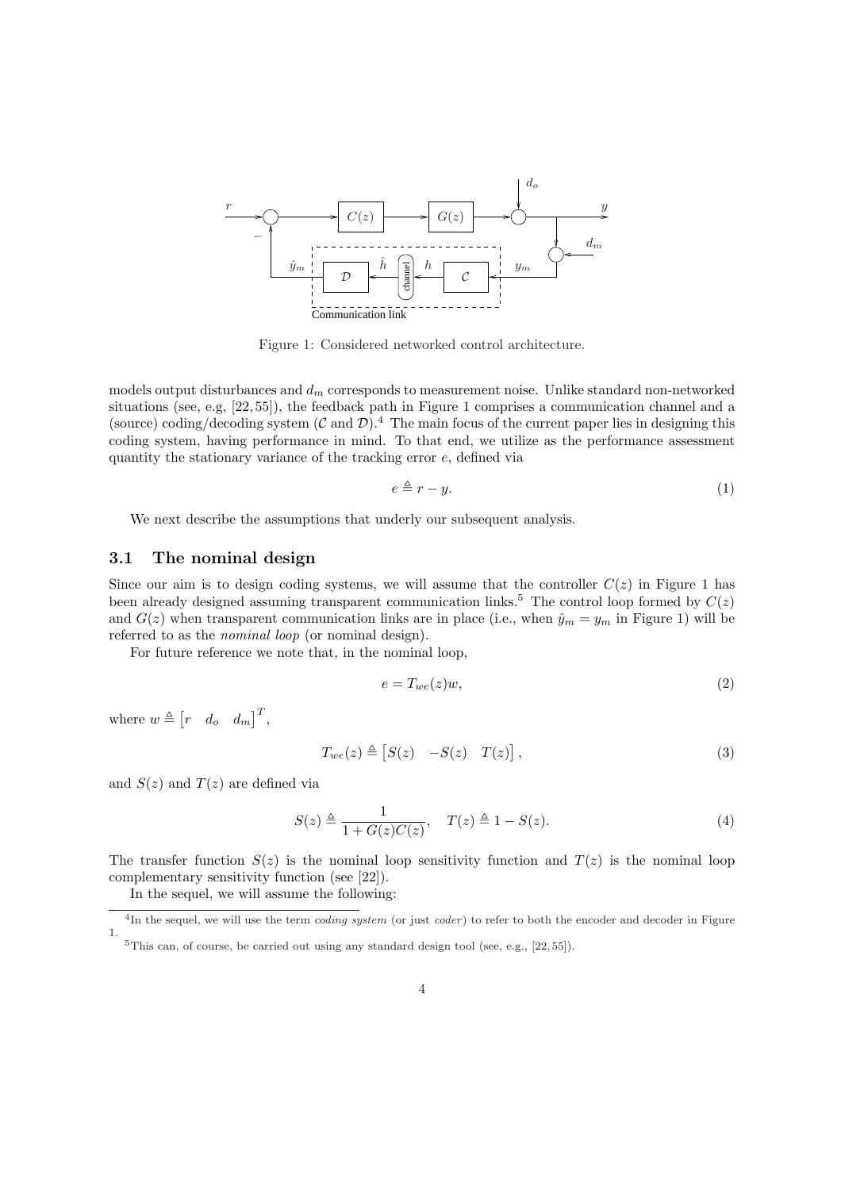Figure 1: Considered networked control architecture.

models output disturbances and $d_m$ corresponds to measurement noise. Unlike standard non-networked situations (see, e.g, [22, 55]), the feedback path in Figure 1 comprises a communication channel and a (source) coding/decoding system ($\mathcal{C}$ and $\mathcal{D}$).[4] The main focus of the current paper lies in designing this coding system, having performance in mind. To that end, we utilize as the performance assessment quantity the stationary variance of the tracking error $e$, defined via

$$e \triangleq r - y. \tag{1}$$

We next describe the assumptions that underly our subsequent analysis.

### 3.1 The nominal design

Since our aim is to design coding systems, we will assume that the controller $C(z)$ in Figure 1 has been already designed assuming transparent communication links.[5] The control loop formed by $C(z)$ and $G(z)$ when transparent communication links are in place (i.e., when $\hat{y}_m = y_m$ in Figure 1) will be referred to as the *nominal loop* (or nominal design).

For future reference we note that, in the nominal loop,

$$e = T_{we}(z)w, \tag{2}$$

where $w \triangleq \begin{bmatrix} r & d_o & d_m \end{bmatrix}^T$,

$$T_{we}(z) \triangleq \begin{bmatrix} S(z) & -S(z) & T(z) \end{bmatrix}, \tag{3}$$

and $S(z)$ and $T(z)$ are defined via

$$S(z) \triangleq \frac{1}{1 + G(z)C(z)}, \quad T(z) \triangleq 1 - S(z). \tag{4}$$

The transfer function $S(z)$ is the nominal loop sensitivity function and $T(z)$ is the nominal loop complementary sensitivity function (see [22]).

In the sequel, we will assume the following:

---

[4] In the sequel, we will use the term *coding system* (or just *coder*) to refer to both the encoder and decoder in Figure 1.

[5] This can, of course, be carried out using any standard design tool (see, e.g., [22, 55]).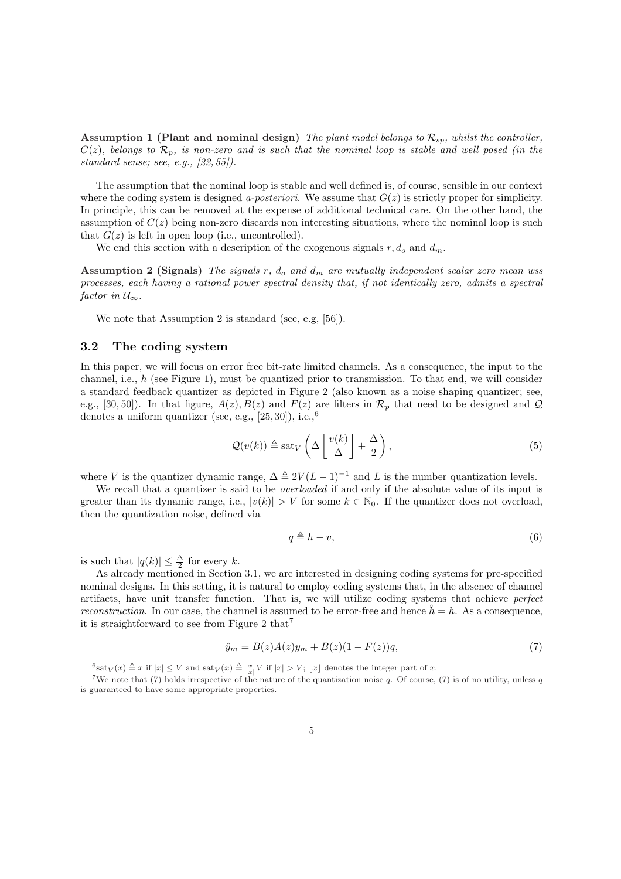**Assumption 1 (Plant and nominal design)** *The plant model belongs to $\mathcal{R}_{sp}$, whilst the controller, $C(z)$, belongs to $\mathcal{R}_p$, is non-zero and is such that the nominal loop is stable and well posed (in the standard sense; see, e.g., [22, 55]).*

The assumption that the nominal loop is stable and well defined is, of course, sensible in our context where the coding system is designed *a-posteriori*. We assume that $G(z)$ is strictly proper for simplicity. In principle, this can be removed at the expense of additional technical care. On the other hand, the assumption of $C(z)$ being non-zero discards non interesting situations, where the nominal loop is such that $G(z)$ is left in open loop (i.e., uncontrolled).

We end this section with a description of the exogenous signals $r, d_o$ and $d_m$.

**Assumption 2 (Signals)** *The signals $r$, $d_o$ and $d_m$ are mutually independent scalar zero mean wss processes, each having a rational power spectral density that, if not identically zero, admits a spectral factor in $\mathcal{U}_\infty$.*

We note that Assumption 2 is standard (see, e.g, [56]).

## 3.2 The coding system

In this paper, we will focus on error free bit-rate limited channels. As a consequence, the input to the channel, i.e., $h$ (see Figure 1), must be quantized prior to transmission. To that end, we will consider a standard feedback quantizer as depicted in Figure 2 (also known as a noise shaping quantizer; see, e.g., [30, 50]). In that figure, $A(z), B(z)$ and $F(z)$ are filters in $\mathcal{R}_p$ that need to be designed and $\mathcal{Q}$ denotes a uniform quantizer (see, e.g., [25, 30]), i.e.,[6]

$$\mathcal{Q}(v(k)) \triangleq \text{sat}_V \left( \Delta \left\lfloor \frac{v(k)}{\Delta} \right\rfloor + \frac{\Delta}{2} \right), \tag{5}$$

where $V$ is the quantizer dynamic range, $\Delta \triangleq 2V(L-1)^{-1}$ and $L$ is the number quantization levels.

We recall that a quantizer is said to be *overloaded* if and only if the absolute value of its input is greater than its dynamic range, i.e., $|v(k)| > V$ for some $k \in \mathbb{N}_0$. If the quantizer does not overload, then the quantization noise, defined via

$$q \triangleq h - v, \tag{6}$$

is such that $|q(k)| \leq \frac{\Delta}{2}$ for every $k$.

As already mentioned in Section 3.1, we are interested in designing coding systems for pre-specified nominal designs. In this setting, it is natural to employ coding systems that, in the absence of channel artifacts, have unit transfer function. That is, we will utilize coding systems that achieve *perfect reconstruction*. In our case, the channel is assumed to be error-free and hence $\hat{h} = h$. As a consequence, it is straightforward to see from Figure 2 that[7]

$$\hat{y}_m = B(z)A(z)y_m + B(z)(1 - F(z))q, \tag{7}$$

[6] $\text{sat}_V(x) \triangleq x$ if $|x| \leq V$ and $\text{sat}_V(x) \triangleq \frac{x}{|x|}V$ if $|x| > V$; $\lfloor x \rfloor$ denotes the integer part of $x$.

[7] We note that (7) holds irrespective of the nature of the quantization noise $q$. Of course, (7) is of no utility, unless $q$ is guaranteed to have some appropriate properties.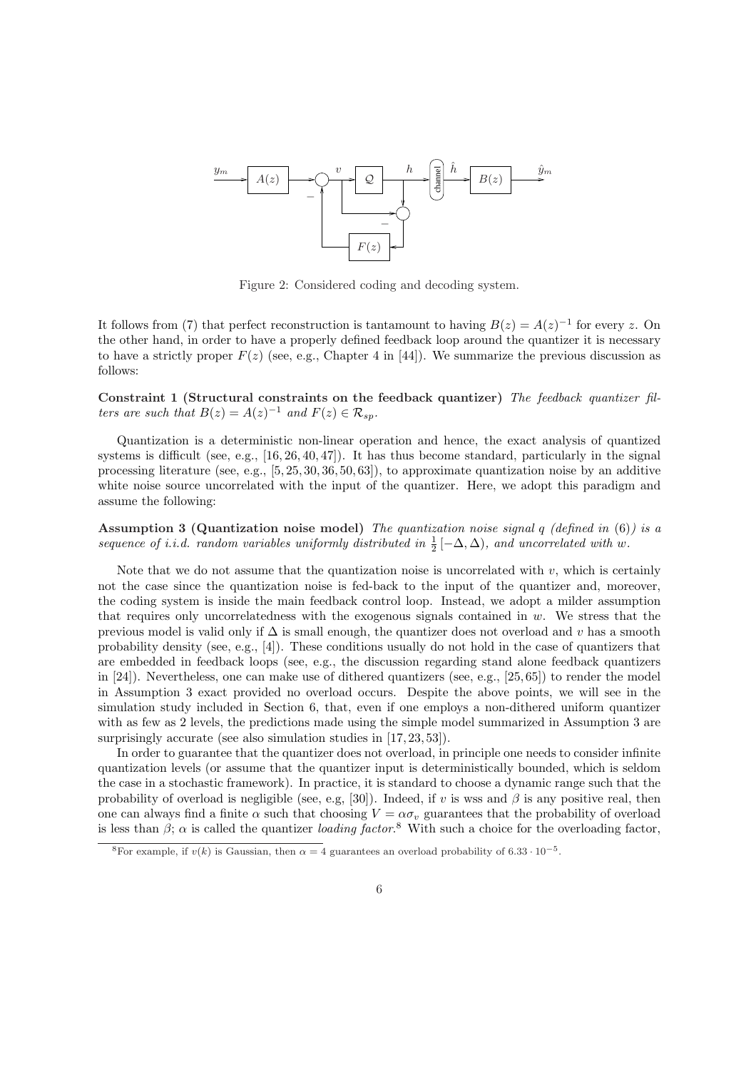Figure 2: Considered coding and decoding system.

It follows from (7) that perfect reconstruction is tantamount to having $B(z) = A(z)^{-1}$ for every $z$. On the other hand, in order to have a properly defined feedback loop around the quantizer it is necessary to have a strictly proper $F(z)$ (see, e.g., Chapter 4 in [44]). We summarize the previous discussion as follows:

**Constraint 1 (Structural constraints on the feedback quantizer)** *The feedback quantizer filters are such that $B(z) = A(z)^{-1}$ and $F(z) \in \mathcal{R}_{sp}$.*

Quantization is a deterministic non-linear operation and hence, the exact analysis of quantized systems is difficult (see, e.g., [16, 26, 40, 47]). It has thus become standard, particularly in the signal processing literature (see, e.g., [5, 25, 30, 36, 50, 63]), to approximate quantization noise by an additive white noise source uncorrelated with the input of the quantizer. Here, we adopt this paradigm and assume the following:

**Assumption 3 (Quantization noise model)** *The quantization noise signal $q$ (defined in (6)) is a sequence of i.i.d. random variables uniformly distributed in $\frac{1}{2}[-\Delta, \Delta)$, and uncorrelated with $w$.*

Note that we do not assume that the quantization noise is uncorrelated with $v$, which is certainly not the case since the quantization noise is fed-back to the input of the quantizer and, moreover, the coding system is inside the main feedback control loop. Instead, we adopt a milder assumption that requires only uncorrelatedness with the exogenous signals contained in $w$. We stress that the previous model is valid only if $\Delta$ is small enough, the quantizer does not overload and $v$ has a smooth probability density (see, e.g., [4]). These conditions usually do not hold in the case of quantizers that are embedded in feedback loops (see, e.g., the discussion regarding stand alone feedback quantizers in [24]). Nevertheless, one can make use of dithered quantizers (see, e.g., [25, 65]) to render the model in Assumption 3 exact provided no overload occurs. Despite the above points, we will see in the simulation study included in Section 6, that, even if one employs a non-dithered uniform quantizer with as few as 2 levels, the predictions made using the simple model summarized in Assumption 3 are surprisingly accurate (see also simulation studies in [17, 23, 53]).

In order to guarantee that the quantizer does not overload, in principle one needs to consider infinite quantization levels (or assume that the quantizer input is deterministically bounded, which is seldom the case in a stochastic framework). In practice, it is standard to choose a dynamic range such that the probability of overload is negligible (see, e.g, [30]). Indeed, if $v$ is wss and $\beta$ is any positive real, then one can always find a finite $\alpha$ such that choosing $V = \alpha\sigma_v$ guarantees that the probability of overload is less than $\beta$; $\alpha$ is called the quantizer *loading factor*.[8] With such a choice for the overloading factor,

[8] For example, if $v(k)$ is Gaussian, then $\alpha = 4$ guarantees an overload probability of $6.33 \cdot 10^{-5}$.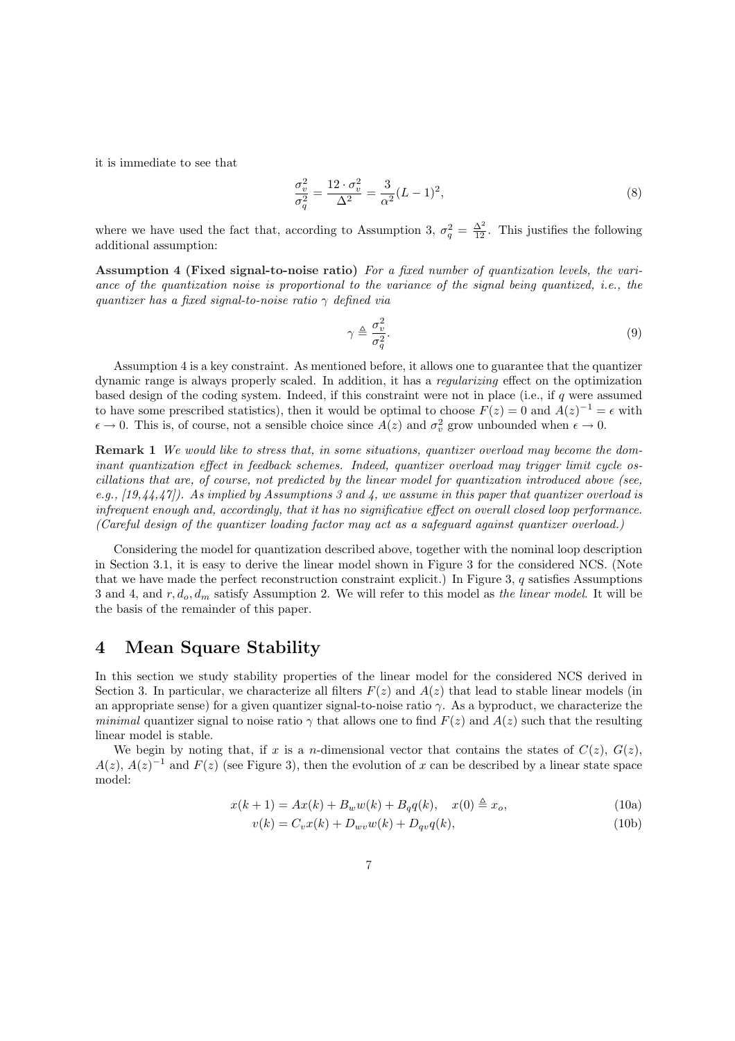it is immediate to see that

$$\frac{\sigma_v^2}{\sigma_q^2} = \frac{12 \cdot \sigma_v^2}{\Delta^2} = \frac{3}{\alpha^2}(L-1)^2, \tag{8}$$

where we have used the fact that, according to Assumption 3, $\sigma_q^2 = \frac{\Delta^2}{12}$. This justifies the following additional assumption:

**Assumption 4 (Fixed signal-to-noise ratio)** *For a fixed number of quantization levels, the variance of the quantization noise is proportional to the variance of the signal being quantized, i.e., the quantizer has a fixed signal-to-noise ratio $\gamma$ defined via*

$$\gamma \triangleq \frac{\sigma_v^2}{\sigma_q^2}. \tag{9}$$

Assumption 4 is a key constraint. As mentioned before, it allows one to guarantee that the quantizer dynamic range is always properly scaled. In addition, it has a *regularizing* effect on the optimization based design of the coding system. Indeed, if this constraint were not in place (i.e., if $q$ were assumed to have some prescribed statistics), then it would be optimal to choose $F(z) = 0$ and $A(z)^{-1} = \epsilon$ with $\epsilon \to 0$. This is, of course, not a sensible choice since $A(z)$ and $\sigma_v^2$ grow unbounded when $\epsilon \to 0$.

**Remark 1** *We would like to stress that, in some situations, quantizer overload may become the dominant quantization effect in feedback schemes. Indeed, quantizer overload may trigger limit cycle oscillations that are, of course, not predicted by the linear model for quantization introduced above (see, e.g., [19,44,47]). As implied by Assumptions 3 and 4, we assume in this paper that quantizer overload is infrequent enough and, accordingly, that it has no significative effect on overall closed loop performance. (Careful design of the quantizer loading factor may act as a safeguard against quantizer overload.)*

Considering the model for quantization described above, together with the nominal loop description in Section 3.1, it is easy to derive the linear model shown in Figure 3 for the considered NCS. (Note that we have made the perfect reconstruction constraint explicit.) In Figure 3, $q$ satisfies Assumptions 3 and 4, and $r, d_o, d_m$ satisfy Assumption 2. We will refer to this model as *the linear model*. It will be the basis of the remainder of this paper.

# 4 Mean Square Stability

In this section we study stability properties of the linear model for the considered NCS derived in Section 3. In particular, we characterize all filters $F(z)$ and $A(z)$ that lead to stable linear models (in an appropriate sense) for a given quantizer signal-to-noise ratio $\gamma$. As a byproduct, we characterize the *minimal* quantizer signal to noise ratio $\gamma$ that allows one to find $F(z)$ and $A(z)$ such that the resulting linear model is stable.

We begin by noting that, if $x$ is a $n$-dimensional vector that contains the states of $C(z)$, $G(z)$, $A(z)$, $A(z)^{-1}$ and $F(z)$ (see Figure 3), then the evolution of $x$ can be described by a linear state space model:

$$x(k+1) = Ax(k) + B_w w(k) + B_q q(k), \quad x(0) \triangleq x_o, \tag{10a}$$

$$v(k) = C_v x(k) + D_{wv} w(k) + D_{qv} q(k), \tag{10b}$$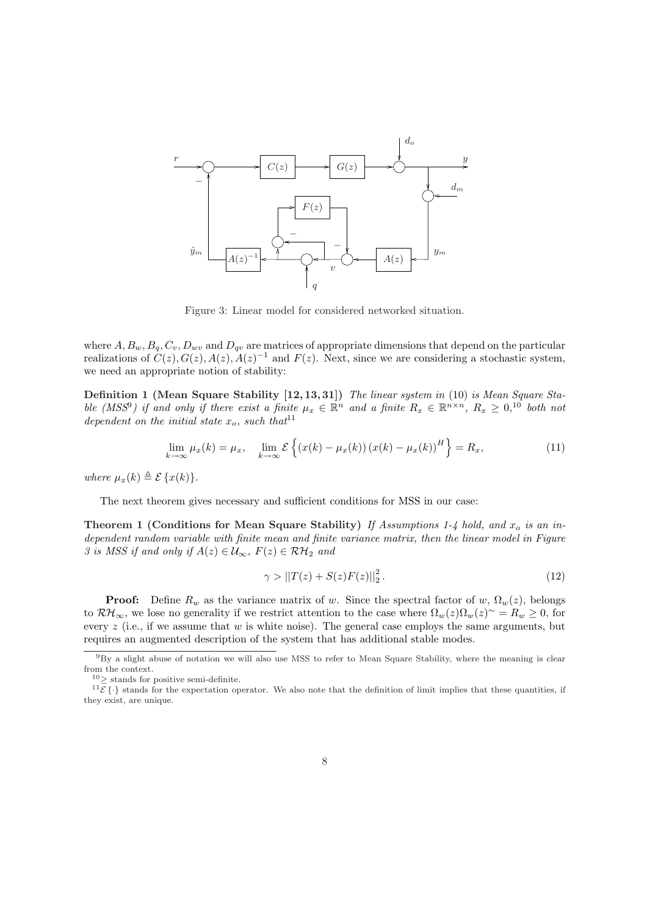Figure 3: Linear model for considered networked situation.

where $A, B_w, B_q, C_v, D_{wv}$ and $D_{qv}$ are matrices of appropriate dimensions that depend on the particular realizations of $C(z), G(z), A(z), A(z)^{-1}$ and $F(z)$. Next, since we are considering a stochastic system, we need an appropriate notion of stability:

**Definition 1 (Mean Square Stability [12, 13, 31])** *The linear system in* (10) *is Mean Square Stable (MSS*[9]*) if and only if there exist a finite $\mu_x \in \mathbb{R}^n$ and a finite $R_x \in \mathbb{R}^{n \times n}$, $R_x \geq 0$,*[10] *both not dependent on the initial state $x_o$, such that*[11]

$$\lim_{k \to \infty} \mu_x(k) = \mu_x, \quad \lim_{k \to \infty} \mathcal{E}\left\{ (x(k) - \mu_x(k)) (x(k) - \mu_x(k))^H \right\} = R_x, \tag{11}$$

*where $\mu_x(k) \triangleq \mathcal{E}\{x(k)\}$.*

The next theorem gives necessary and sufficient conditions for MSS in our case:

**Theorem 1 (Conditions for Mean Square Stability)** *If Assumptions 1-4 hold, and $x_o$ is an independent random variable with finite mean and finite variance matrix, then the linear model in Figure 3 is MSS if and only if $A(z) \in \mathcal{U}_\infty$, $F(z) \in \mathcal{RH}_2$ and*

$$\gamma > ||T(z) + S(z)F(z)||_2^2 . \tag{12}$$

**Proof:** Define $R_w$ as the variance matrix of $w$. Since the spectral factor of $w$, $\Omega_w(z)$, belongs to $\mathcal{RH}_\infty$, we lose no generality if we restrict attention to the case where $\Omega_w(z)\Omega_w(z)^\sim = R_w \geq 0$, for every $z$ (i.e., if we assume that $w$ is white noise). The general case employs the same arguments, but requires an augmented description of the system that has additional stable modes.

[9] By a slight abuse of notation we will also use MSS to refer to Mean Square Stability, where the meaning is clear from the context.

[10] $\geq$ stands for positive semi-definite.

[11] $\mathcal{E}\{\cdot\}$ stands for the expectation operator. We also note that the definition of limit implies that these quantities, if they exist, are unique.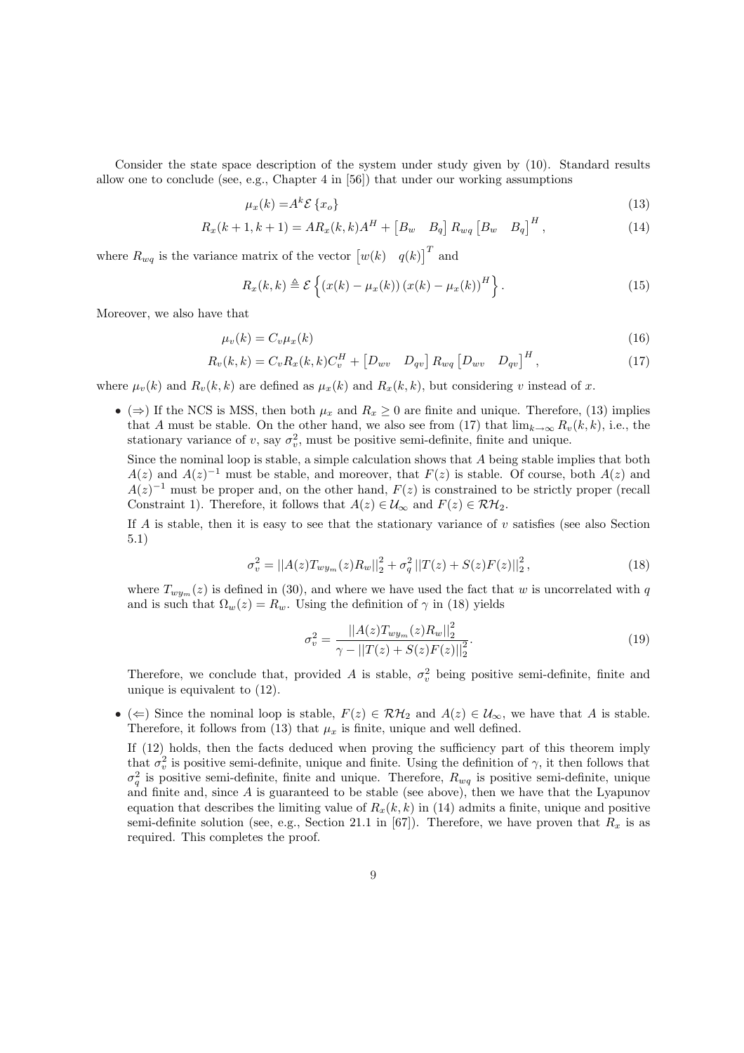Consider the state space description of the system under study given by (10). Standard results allow one to conclude (see, e.g., Chapter 4 in [56]) that under our working assumptions

$$\mu_x(k) = A^k \mathcal{E}\{x_o\} \tag{13}$$

$$R_x(k+1,k+1) = A R_x(k,k) A^H + \begin{bmatrix} B_w & B_q \end{bmatrix} R_{wq} \begin{bmatrix} B_w & B_q \end{bmatrix}^H, \tag{14}$$

where $R_{wq}$ is the variance matrix of the vector $\begin{bmatrix} w(k) & q(k) \end{bmatrix}^T$ and

$$R_x(k,k) \triangleq \mathcal{E}\left\{ (x(k) - \mu_x(k)) (x(k) - \mu_x(k))^H \right\}. \tag{15}$$

Moreover, we also have that

$$\mu_v(k) = C_v \mu_x(k) \tag{16}$$

$$R_v(k,k) = C_v R_x(k,k) C_v^H + \begin{bmatrix} D_{wv} & D_{qv} \end{bmatrix} R_{wq} \begin{bmatrix} D_{wv} & D_{qv} \end{bmatrix}^H, \tag{17}$$

where $\mu_v(k)$ and $R_v(k,k)$ are defined as $\mu_x(k)$ and $R_x(k,k)$, but considering $v$ instead of $x$.

- ($\Rightarrow$) If the NCS is MSS, then both $\mu_x$ and $R_x \geq 0$ are finite and unique. Therefore, (13) implies that $A$ must be stable. On the other hand, we also see from (17) that $\lim_{k\to\infty} R_v(k,k)$, i.e., the stationary variance of $v$, say $\sigma_v^2$, must be positive semi-definite, finite and unique.

  Since the nominal loop is stable, a simple calculation shows that $A$ being stable implies that both $A(z)$ and $A(z)^{-1}$ must be stable, and moreover, that $F(z)$ is stable. Of course, both $A(z)$ and $A(z)^{-1}$ must be proper and, on the other hand, $F(z)$ is constrained to be strictly proper (recall Constraint 1). Therefore, it follows that $A(z) \in \mathcal{U}_\infty$ and $F(z) \in \mathcal{RH}_2$.

  If $A$ is stable, then it is easy to see that the stationary variance of $v$ satisfies (see also Section 5.1)

  $$\sigma_v^2 = ||A(z) T_{wy_m}(z) R_w||_2^2 + \sigma_q^2 \, ||T(z) + S(z) F(z)||_2^2, \tag{18}$$

  where $T_{wy_m}(z)$ is defined in (30), and where we have used the fact that $w$ is uncorrelated with $q$ and is such that $\Omega_w(z) = R_w$. Using the definition of $\gamma$ in (18) yields

  $$\sigma_v^2 = \frac{||A(z) T_{wy_m}(z) R_w||_2^2}{\gamma - ||T(z) + S(z) F(z)||_2^2}. \tag{19}$$

  Therefore, we conclude that, provided $A$ is stable, $\sigma_v^2$ being positive semi-definite, finite and unique is equivalent to (12).

- ($\Leftarrow$) Since the nominal loop is stable, $F(z) \in \mathcal{RH}_2$ and $A(z) \in \mathcal{U}_\infty$, we have that $A$ is stable. Therefore, it follows from (13) that $\mu_x$ is finite, unique and well defined.

  If (12) holds, then the facts deduced when proving the sufficiency part of this theorem imply that $\sigma_v^2$ is positive semi-definite, unique and finite. Using the definition of $\gamma$, it then follows that $\sigma_q^2$ is positive semi-definite, finite and unique. Therefore, $R_{wq}$ is positive semi-definite, unique and finite and, since $A$ is guaranteed to be stable (see above), then we have that the Lyapunov equation that describes the limiting value of $R_x(k,k)$ in (14) admits a finite, unique and positive semi-definite solution (see, e.g., Section 21.1 in [67]). Therefore, we have proven that $R_x$ is as required. This completes the proof.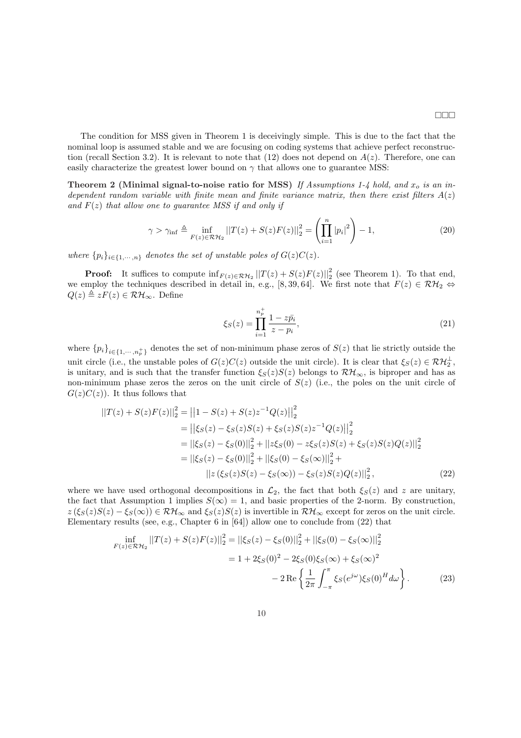□□□

The condition for MSS given in Theorem 1 is deceivingly simple. This is due to the fact that the nominal loop is assumed stable and we are focusing on coding systems that achieve perfect reconstruction (recall Section 3.2). It is relevant to note that (12) does not depend on $A(z)$. Therefore, one can easily characterize the greatest lower bound on $\gamma$ that allows one to guarantee MSS:

**Theorem 2 (Minimal signal-to-noise ratio for MSS)** *If Assumptions 1-4 hold, and $x_o$ is an independent random variable with finite mean and finite variance matrix, then there exist filters $A(z)$ and $F(z)$ that allow one to guarantee MSS if and only if*

$$\gamma > \gamma_{\text{inf}} \triangleq \inf_{F(z)\in\mathcal{RH}_2} ||T(z)+S(z)F(z)||_2^2 = \left(\prod_{i=1}^{n} |p_i|^2\right) - 1, \tag{20}$$

*where $\{p_i\}_{i\in\{1,\cdots,n\}}$ denotes the set of unstable poles of $G(z)C(z)$.*

**Proof:** It suffices to compute $\inf_{F(z)\in\mathcal{RH}_2} ||T(z)+S(z)F(z)||_2^2$ (see Theorem 1). To that end, we employ the techniques described in detail in, e.g., [8, 39, 64]. We first note that $F(z)\in\mathcal{RH}_2 \Leftrightarrow Q(z)\triangleq zF(z)\in\mathcal{RH}_\infty$. Define

$$\xi_S(z) = \prod_{i=1}^{n_p^+} \frac{1-z\bar{p}_i}{z-p_i}, \tag{21}$$

where $\{p_i\}_{i\in\{1,\cdots,n_p^+\}}$ denotes the set of non-minimum phase zeros of $S(z)$ that lie strictly outside the unit circle (i.e., the unstable poles of $G(z)C(z)$ outside the unit circle). It is clear that $\xi_S(z)\in\mathcal{RH}_2^\perp$, is unitary, and is such that the transfer function $\xi_S(z)S(z)$ belongs to $\mathcal{RH}_\infty$, is biproper and has as non-minimum phase zeros the zeros on the unit circle of $S(z)$ (i.e., the poles on the unit circle of $G(z)C(z)$). It thus follows that

$$\begin{aligned}
||T(z)+S(z)F(z)||_2^2 &= \left|\left|1-S(z)+S(z)z^{-1}Q(z)\right|\right|_2^2 \\
&= \left|\left|\xi_S(z)-\xi_S(z)S(z)+\xi_S(z)S(z)z^{-1}Q(z)\right|\right|_2^2 \\
&= ||\xi_S(z)-\xi_S(0)||_2^2 + ||z\xi_S(0)-z\xi_S(z)S(z)+\xi_S(z)S(z)Q(z)||_2^2 \\
&= ||\xi_S(z)-\xi_S(0)||_2^2 + ||\xi_S(0)-\xi_S(\infty)||_2^2 + \\
&\qquad ||z\left(\xi_S(z)S(z)-\xi_S(\infty)\right)-\xi_S(z)S(z)Q(z)||_2^2,
\end{aligned} \tag{22}$$

where we have used orthogonal decompositions in $\mathcal{L}_2$, the fact that both $\xi_S(z)$ and $z$ are unitary, the fact that Assumption 1 implies $S(\infty)=1$, and basic properties of the 2-norm. By construction, $z\left(\xi_S(z)S(z)-\xi_S(\infty)\right)\in\mathcal{RH}_\infty$ and $\xi_S(z)S(z)$ is invertible in $\mathcal{RH}_\infty$ except for zeros on the unit circle. Elementary results (see, e.g., Chapter 6 in [64]) allow one to conclude from (22) that

$$\begin{aligned}
\inf_{F(z)\in\mathcal{RH}_2} ||T(z)+S(z)F(z)||_2^2 &= ||\xi_S(z)-\xi_S(0)||_2^2 + ||\xi_S(0)-\xi_S(\infty)||_2^2 \\
&= 1 + 2\xi_S(0)^2 - 2\xi_S(0)\xi_S(\infty) + \xi_S(\infty)^2 \\
&\qquad - 2\,\text{Re}\left\{\frac{1}{2\pi}\int_{-\pi}^{\pi}\xi_S(e^{j\omega})\xi_S(0)^H d\omega\right\}.
\end{aligned} \tag{23}$$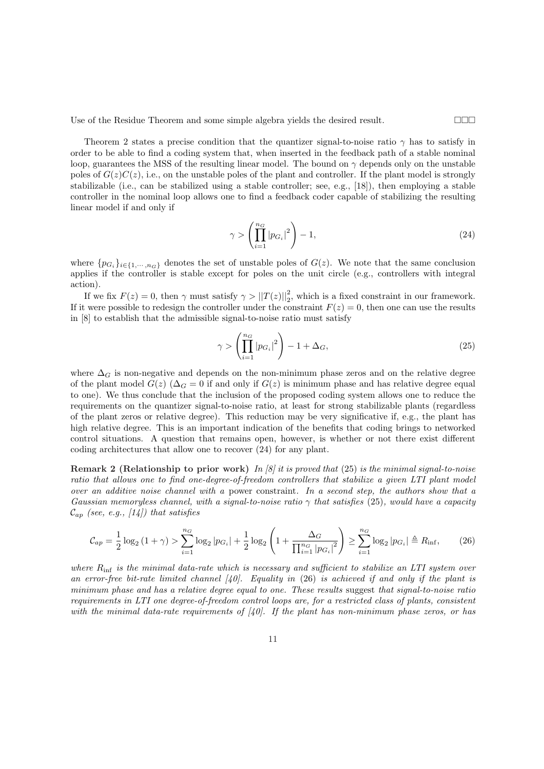Use of the Residue Theorem and some simple algebra yields the desired result. □□□

Theorem 2 states a precise condition that the quantizer signal-to-noise ratio $\gamma$ has to satisfy in order to be able to find a coding system that, when inserted in the feedback path of a stable nominal loop, guarantees the MSS of the resulting linear model. The bound on $\gamma$ depends only on the unstable poles of $G(z)C(z)$, i.e., on the unstable poles of the plant and controller. If the plant model is strongly stabilizable (i.e., can be stabilized using a stable controller; see, e.g., [18]), then employing a stable controller in the nominal loop allows one to find a feedback coder capable of stabilizing the resulting linear model if and only if

$$\gamma > \left( \prod_{i=1}^{n_G} |p_{G_i}|^2 \right) - 1, \tag{24}$$

where $\{p_{G_i}\}_{i \in \{1,\cdots,n_G\}}$ denotes the set of unstable poles of $G(z)$. We note that the same conclusion applies if the controller is stable except for poles on the unit circle (e.g., controllers with integral action).

If we fix $F(z) = 0$, then $\gamma$ must satisfy $\gamma > ||T(z)||_2^2$, which is a fixed constraint in our framework. If it were possible to redesign the controller under the constraint $F(z) = 0$, then one can use the results in [8] to establish that the admissible signal-to-noise ratio must satisfy

$$\gamma > \left( \prod_{i=1}^{n_G} |p_{G_i}|^2 \right) - 1 + \Delta_G, \tag{25}$$

where $\Delta_G$ is non-negative and depends on the non-minimum phase zeros and on the relative degree of the plant model $G(z)$ ($\Delta_G = 0$ if and only if $G(z)$ is minimum phase and has relative degree equal to one). We thus conclude that the inclusion of the proposed coding system allows one to reduce the requirements on the quantizer signal-to-noise ratio, at least for strong stabilizable plants (regardless of the plant zeros or relative degree). This reduction may be very significative if, e.g., the plant has high relative degree. This is an important indication of the benefits that coding brings to networked control situations. A question that remains open, however, is whether or not there exist different coding architectures that allow one to recover (24) for any plant.

**Remark 2 (Relationship to prior work)** *In [8] it is proved that* (25) *is the minimal signal-to-noise ratio that allows one to find one-degree-of-freedom controllers that stabilize a given LTI plant model over an additive noise channel with a* power constraint. *In a second step, the authors show that a Gaussian memoryless channel, with a signal-to-noise ratio $\gamma$ that satisfies* (25)*, would have a capacity $\mathcal{C}_{ap}$ (see, e.g., [14]) that satisfies*

$$\mathcal{C}_{ap} = \frac{1}{2}\log_2(1+\gamma) > \sum_{i=1}^{n_G} \log_2 |p_{G_i}| + \frac{1}{2}\log_2\left(1 + \frac{\Delta_G}{\prod_{i=1}^{n_G} |p_{G_i}|^2}\right) \geq \sum_{i=1}^{n_G} \log_2 |p_{G_i}| \triangleq R_{\inf}, \tag{26}$$

*where $R_{\inf}$ is the minimal data-rate which is necessary and sufficient to stabilize an LTI system over an error-free bit-rate limited channel [40]. Equality in* (26) *is achieved if and only if the plant is minimum phase and has a relative degree equal to one. These results* suggest *that signal-to-noise ratio requirements in LTI one degree-of-freedom control loops are, for a restricted class of plants, consistent with the minimal data-rate requirements of [40]. If the plant has non-minimum phase zeros, or has*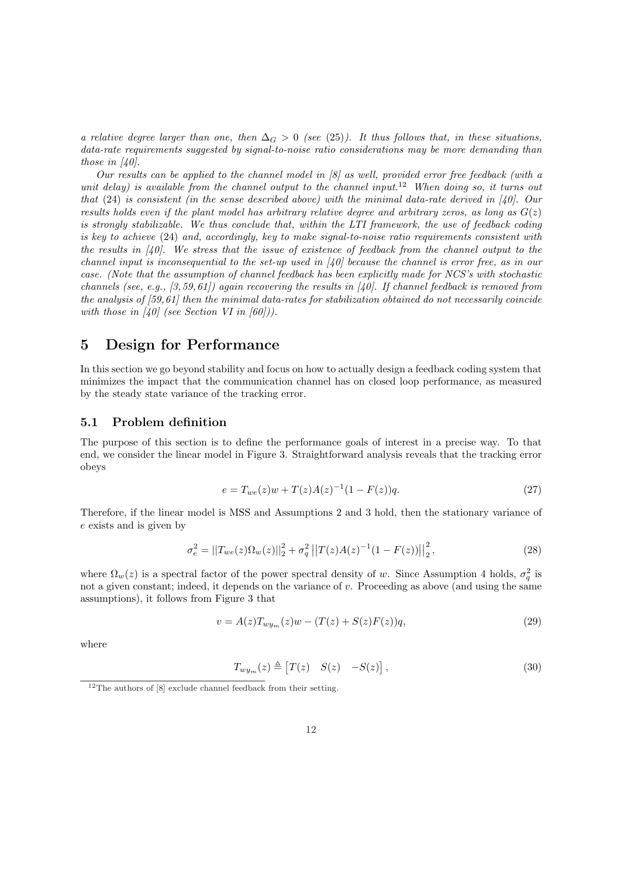*a relative degree larger than one, then $\Delta_G > 0$ (see (25)). It thus follows that, in these situations, data-rate requirements suggested by signal-to-noise ratio considerations may be more demanding than those in [40].*

*Our results can be applied to the channel model in [8] as well, provided error free feedback (with a unit delay) is available from the channel output to the channel input.*[12] *When doing so, it turns out that (24) is consistent (in the sense described above) with the minimal data-rate derived in [40]. Our results holds even if the plant model has arbitrary relative degree and arbitrary zeros, as long as $G(z)$ is strongly stabilizable. We thus conclude that, within the LTI framework, the use of feedback coding is key to achieve (24) and, accordingly, key to make signal-to-noise ratio requirements consistent with the results in [40]. We stress that the issue of existence of feedback from the channel output to the channel input is inconsequential to the set-up used in [40] because the channel is error free, as in our case. (Note that the assumption of channel feedback has been explicitly made for NCS's with stochastic channels (see, e.g., [3, 59, 61]) again recovering the results in [40]. If channel feedback is removed from the analysis of [59, 61] then the minimal data-rates for stabilization obtained do not necessarily coincide with those in [40] (see Section VI in [60])).*

# 5 Design for Performance

In this section we go beyond stability and focus on how to actually design a feedback coding system that minimizes the impact that the communication channel has on closed loop performance, as measured by the steady state variance of the tracking error.

## 5.1 Problem definition

The purpose of this section is to define the performance goals of interest in a precise way. To that end, we consider the linear model in Figure 3. Straightforward analysis reveals that the tracking error obeys

$$e = T_{we}(z)w + T(z)A(z)^{-1}(1 - F(z))q. \tag{27}$$

Therefore, if the linear model is MSS and Assumptions 2 and 3 hold, then the stationary variance of $e$ exists and is given by

$$\sigma_e^2 = ||T_{we}(z)\Omega_w(z)||_2^2 + \sigma_q^2 \left|\left|T(z)A(z)^{-1}(1 - F(z))\right|\right|_2^2, \tag{28}$$

where $\Omega_w(z)$ is a spectral factor of the power spectral density of $w$. Since Assumption 4 holds, $\sigma_q^2$ is not a given constant; indeed, it depends on the variance of $v$. Proceeding as above (and using the same assumptions), it follows from Figure 3 that

$$v = A(z)T_{wy_m}(z)w - (T(z) + S(z)F(z))q, \tag{29}$$

where

$$T_{wy_m}(z) \triangleq \begin{bmatrix} T(z) & S(z) & -S(z) \end{bmatrix}, \tag{30}$$

[12] The authors of [8] exclude channel feedback from their setting.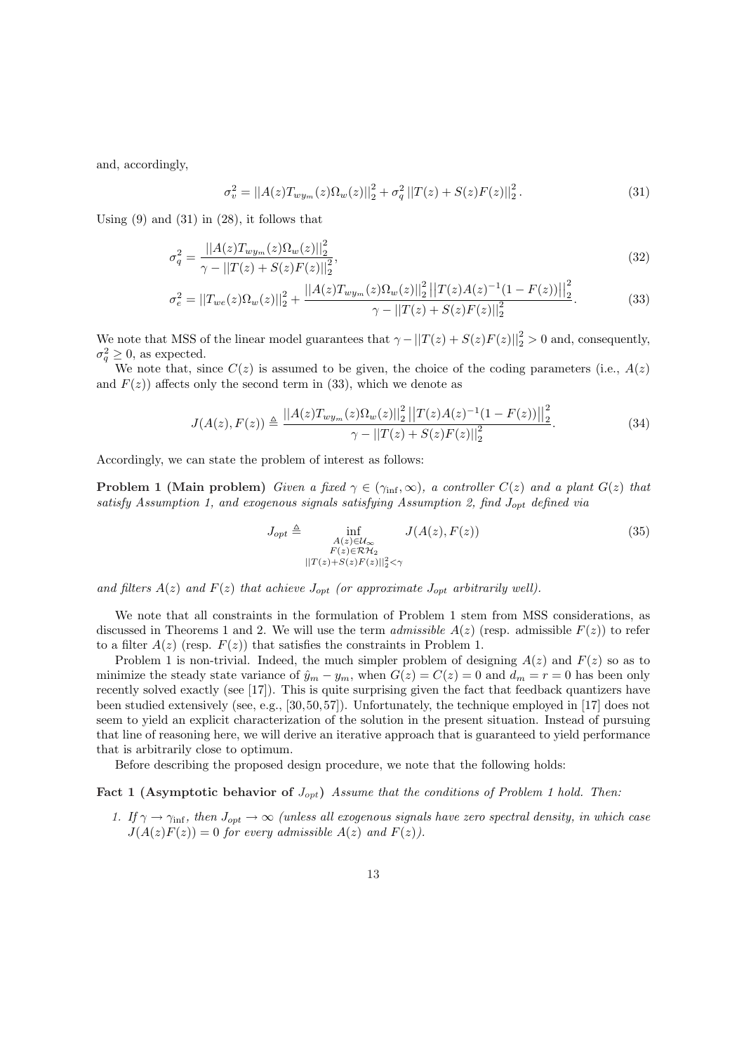and, accordingly,

$$\sigma_v^2 = ||A(z)T_{wy_m}(z)\Omega_w(z)||_2^2 + \sigma_q^2 \, ||T(z) + S(z)F(z)||_2^2 . \tag{31}$$

Using (9) and (31) in (28), it follows that

$$\sigma_q^2 = \frac{||A(z)T_{wy_m}(z)\Omega_w(z)||_2^2}{\gamma - ||T(z) + S(z)F(z)||_2^2}, \tag{32}$$

$$\sigma_e^2 = ||T_{we}(z)\Omega_w(z)||_2^2 + \frac{||A(z)T_{wy_m}(z)\Omega_w(z)||_2^2 \left|\left|T(z)A(z)^{-1}(1 - F(z))\right|\right|_2^2}{\gamma - ||T(z) + S(z)F(z)||_2^2}. \tag{33}$$

We note that MSS of the linear model guarantees that $\gamma - ||T(z) + S(z)F(z)||_2^2 > 0$ and, consequently, $\sigma_q^2 \geq 0$, as expected.

We note that, since $C(z)$ is assumed to be given, the choice of the coding parameters (i.e., $A(z)$ and $F(z)$) affects only the second term in (33), which we denote as

$$J(A(z), F(z)) \triangleq \frac{||A(z)T_{wy_m}(z)\Omega_w(z)||_2^2 \left|\left|T(z)A(z)^{-1}(1 - F(z))\right|\right|_2^2}{\gamma - ||T(z) + S(z)F(z)||_2^2}. \tag{34}$$

Accordingly, we can state the problem of interest as follows:

**Problem 1 (Main problem)** *Given a fixed $\gamma \in (\gamma_{\inf}, \infty)$, a controller $C(z)$ and a plant $G(z)$ that satisfy Assumption 1, and exogenous signals satisfying Assumption 2, find $J_{opt}$ defined via*

$$J_{opt} \triangleq \inf_{\substack{A(z) \in \mathcal{U}_\infty \\ F(z) \in \mathcal{RH}_2 \\ ||T(z)+S(z)F(z)||_2^2 < \gamma}} J(A(z), F(z)) \tag{35}$$

*and filters $A(z)$ and $F(z)$ that achieve $J_{opt}$ (or approximate $J_{opt}$ arbitrarily well).*

We note that all constraints in the formulation of Problem 1 stem from MSS considerations, as discussed in Theorems 1 and 2. We will use the term *admissible* $A(z)$ (resp. admissible $F(z)$) to refer to a filter $A(z)$ (resp. $F(z)$) that satisfies the constraints in Problem 1.

Problem 1 is non-trivial. Indeed, the much simpler problem of designing $A(z)$ and $F(z)$ so as to minimize the steady state variance of $\hat{y}_m - y_m$, when $G(z) = C(z) = 0$ and $d_m = r = 0$ has been only recently solved exactly (see [17]). This is quite surprising given the fact that feedback quantizers have been studied extensively (see, e.g., [30,50,57]). Unfortunately, the technique employed in [17] does not seem to yield an explicit characterization of the solution in the present situation. Instead of pursuing that line of reasoning here, we will derive an iterative approach that is guaranteed to yield performance that is arbitrarily close to optimum.

Before describing the proposed design procedure, we note that the following holds:

**Fact 1 (Asymptotic behavior of $J_{opt}$)** *Assume that the conditions of Problem 1 hold. Then:*

1. *If $\gamma \to \gamma_{\inf}$, then $J_{opt} \to \infty$ (unless all exogenous signals have zero spectral density, in which case $J(A(z)F(z)) = 0$ for every admissible $A(z)$ and $F(z)$).*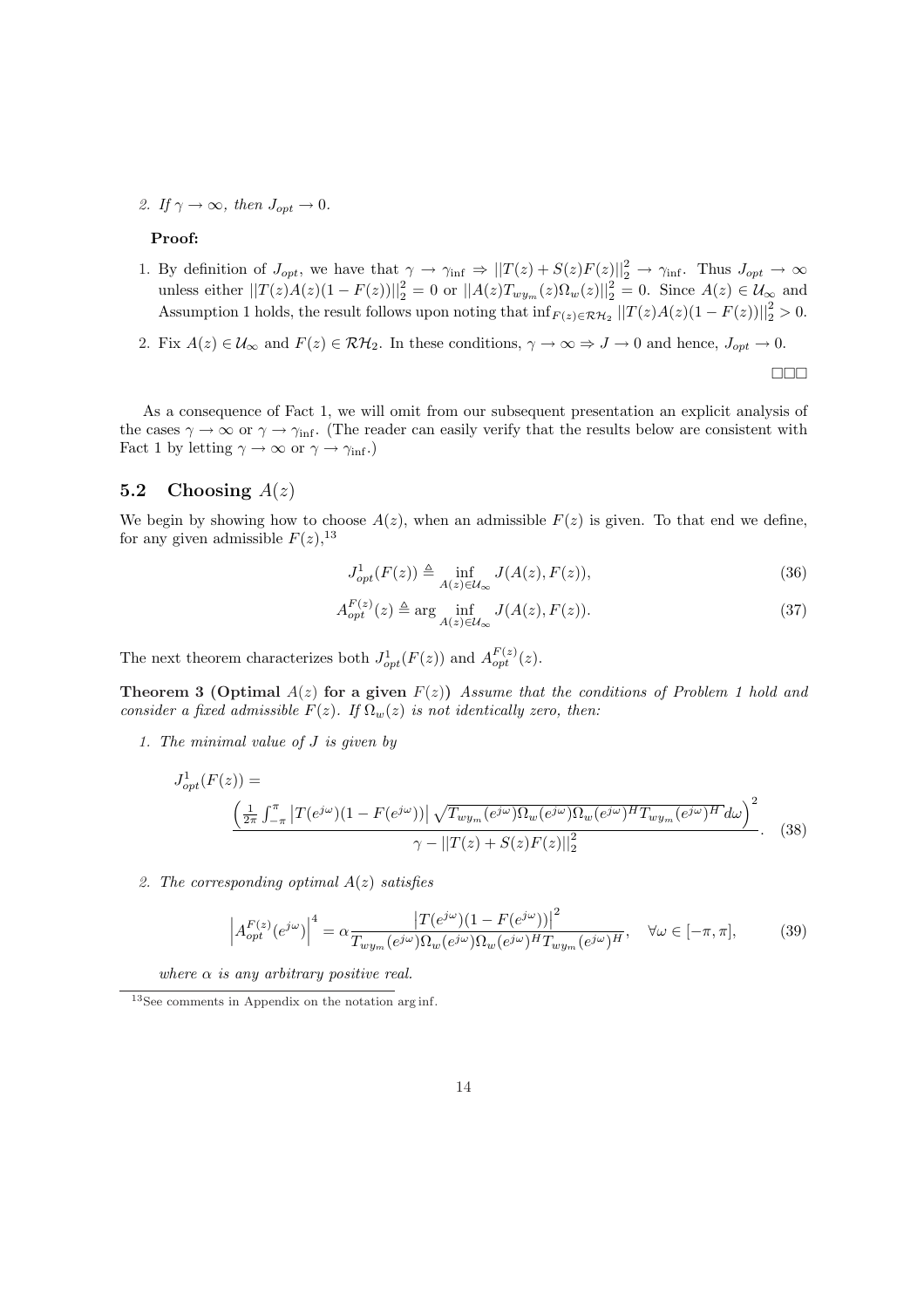2. *If $\gamma \to \infty$, then $J_{opt} \to 0$.*

**Proof:**

1. By definition of $J_{opt}$, we have that $\gamma \to \gamma_{\inf} \Rightarrow ||T(z) + S(z)F(z)||_2^2 \to \gamma_{\inf}$. Thus $J_{opt} \to \infty$ unless either $||T(z)A(z)(1 - F(z))||_2^2 = 0$ or $||A(z)T_{wy_m}(z)\Omega_w(z)||_2^2 = 0$. Since $A(z) \in \mathcal{U}_\infty$ and Assumption 1 holds, the result follows upon noting that $\inf_{F(z)\in\mathcal{RH}_2} ||T(z)A(z)(1 - F(z))||_2^2 > 0$.

2. Fix $A(z) \in \mathcal{U}_\infty$ and $F(z) \in \mathcal{RH}_2$. In these conditions, $\gamma \to \infty \Rightarrow J \to 0$ and hence, $J_{opt} \to 0$.

□□□

As a consequence of Fact 1, we will omit from our subsequent presentation an explicit analysis of the cases $\gamma \to \infty$ or $\gamma \to \gamma_{\inf}$. (The reader can easily verify that the results below are consistent with Fact 1 by letting $\gamma \to \infty$ or $\gamma \to \gamma_{\inf}$.)

## 5.2 Choosing $A(z)$

We begin by showing how to choose $A(z)$, when an admissible $F(z)$ is given. To that end we define, for any given admissible $F(z)$,[13]

$$J_{opt}^1(F(z)) \triangleq \inf_{A(z)\in\mathcal{U}_\infty} J(A(z), F(z)), \tag{36}$$

$$A_{opt}^{F(z)}(z) \triangleq \arg \inf_{A(z)\in\mathcal{U}_\infty} J(A(z), F(z)). \tag{37}$$

The next theorem characterizes both $J_{opt}^1(F(z))$ and $A_{opt}^{F(z)}(z)$.

**Theorem 3 (Optimal $A(z)$ for a given $F(z)$)** *Assume that the conditions of Problem 1 hold and consider a fixed admissible $F(z)$. If $\Omega_w(z)$ is not identically zero, then:*

1. *The minimal value of $J$ is given by*

$$J_{opt}^1(F(z)) = \frac{\left(\frac{1}{2\pi}\int_{-\pi}^{\pi} \left|T(e^{j\omega})(1 - F(e^{j\omega}))\right| \sqrt{T_{wy_m}(e^{j\omega})\Omega_w(e^{j\omega})\Omega_w(e^{j\omega})^H T_{wy_m}(e^{j\omega})^H} d\omega\right)^2}{\gamma - ||T(z) + S(z)F(z)||_2^2}. \tag{38}$$

2. *The corresponding optimal $A(z)$ satisfies*

$$\left|A_{opt}^{F(z)}(e^{j\omega})\right|^4 = \alpha \frac{\left|T(e^{j\omega})(1 - F(e^{j\omega}))\right|^2}{T_{wy_m}(e^{j\omega})\Omega_w(e^{j\omega})\Omega_w(e^{j\omega})^H T_{wy_m}(e^{j\omega})^H}, \quad \forall\omega \in [-\pi, \pi], \tag{39}$$

*where $\alpha$ is any arbitrary positive real.*

---

[13] See comments in Appendix on the notation arg inf.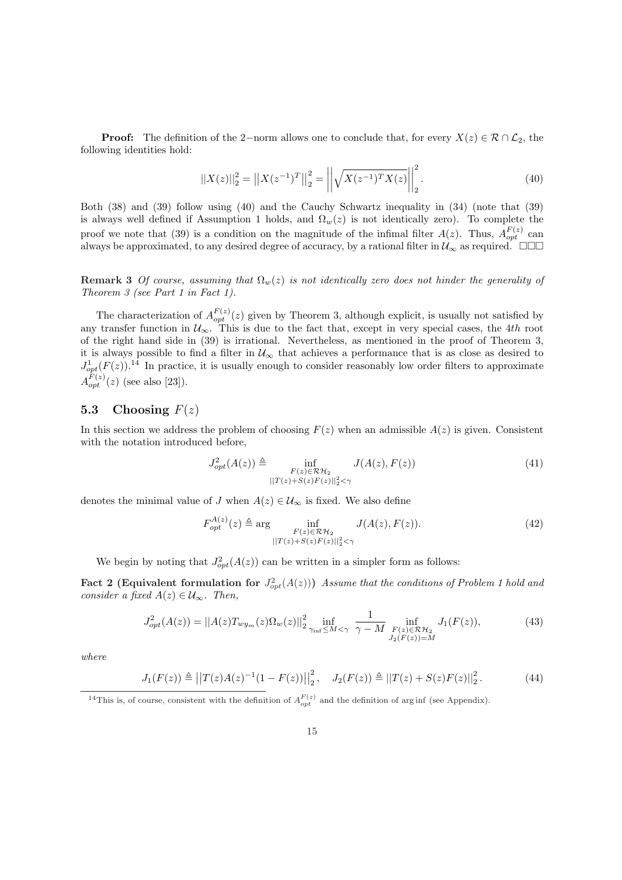**Proof:** The definition of the 2−norm allows one to conclude that, for every $X(z) \in \mathcal{R} \cap \mathcal{L}_2$, the following identities hold:

$$||X(z)||_2^2 = \left|\left|X(z^{-1})^T\right|\right|_2^2 = \left|\left|\sqrt{X(z^{-1})^T X(z)}\right|\right|_2^2. \tag{40}$$

Both (38) and (39) follow using (40) and the Cauchy Schwartz inequality in (34) (note that (39) is always well defined if Assumption 1 holds, and $\Omega_w(z)$ is not identically zero). To complete the proof we note that (39) is a condition on the magnitude of the infimal filter $A(z)$. Thus, $A_{opt}^{F(z)}$ can always be approximated, to any desired degree of accuracy, by a rational filter in $\mathcal{U}_\infty$ as required. □□□

**Remark 3** *Of course, assuming that $\Omega_w(z)$ is not identically zero does not hinder the generality of Theorem 3 (see Part 1 in Fact 1).*

The characterization of $A_{opt}^{F(z)}(z)$ given by Theorem 3, although explicit, is usually not satisfied by any transfer function in $\mathcal{U}_\infty$. This is due to the fact that, except in very special cases, the 4*th* root of the right hand side in (39) is irrational. Nevertheless, as mentioned in the proof of Theorem 3, it is always possible to find a filter in $\mathcal{U}_\infty$ that achieves a performance that is as close as desired to $J_{opt}^1(F(z))$.[14] In practice, it is usually enough to consider reasonably low order filters to approximate $A_{opt}^{F(z)}(z)$ (see also [23]).

## 5.3 Choosing $F(z)$

In this section we address the problem of choosing $F(z)$ when an admissible $A(z)$ is given. Consistent with the notation introduced before,

$$J_{opt}^2(A(z)) \triangleq \inf_{\substack{F(z) \in \mathcal{RH}_2 \\ ||T(z)+S(z)F(z)||_2^2 < \gamma}} J(A(z), F(z)) \tag{41}$$

denotes the minimal value of $J$ when $A(z) \in \mathcal{U}_\infty$ is fixed. We also define

$$F_{opt}^{A(z)}(z) \triangleq \arg \inf_{\substack{F(z) \in \mathcal{RH}_2 \\ ||T(z)+S(z)F(z)||_2^2 < \gamma}} J(A(z), F(z)). \tag{42}$$

We begin by noting that $J_{opt}^2(A(z))$ can be written in a simpler form as follows:

**Fact 2 (Equivalent formulation for $J_{opt}^2(A(z))$)** *Assume that the conditions of Problem 1 hold and consider a fixed $A(z) \in \mathcal{U}_\infty$. Then,*

$$J_{opt}^2(A(z)) = ||A(z)T_{wy_m}(z)\Omega_w(z)||_2^2 \inf_{\gamma_{\inf} \leq M < \gamma} \frac{1}{\gamma - M} \inf_{\substack{F(z) \in \mathcal{RH}_2 \\ J_2(F(z)) = M}} J_1(F(z)), \tag{43}$$

*where*

$$J_1(F(z)) \triangleq \left|\left|T(z)A(z)^{-1}(1 - F(z))\right|\right|_2^2, \quad J_2(F(z)) \triangleq ||T(z) + S(z)F(z)||_2^2. \tag{44}$$

[14] This is, of course, consistent with the definition of $A_{opt}^{F(z)}$ and the definition of arg inf (see Appendix).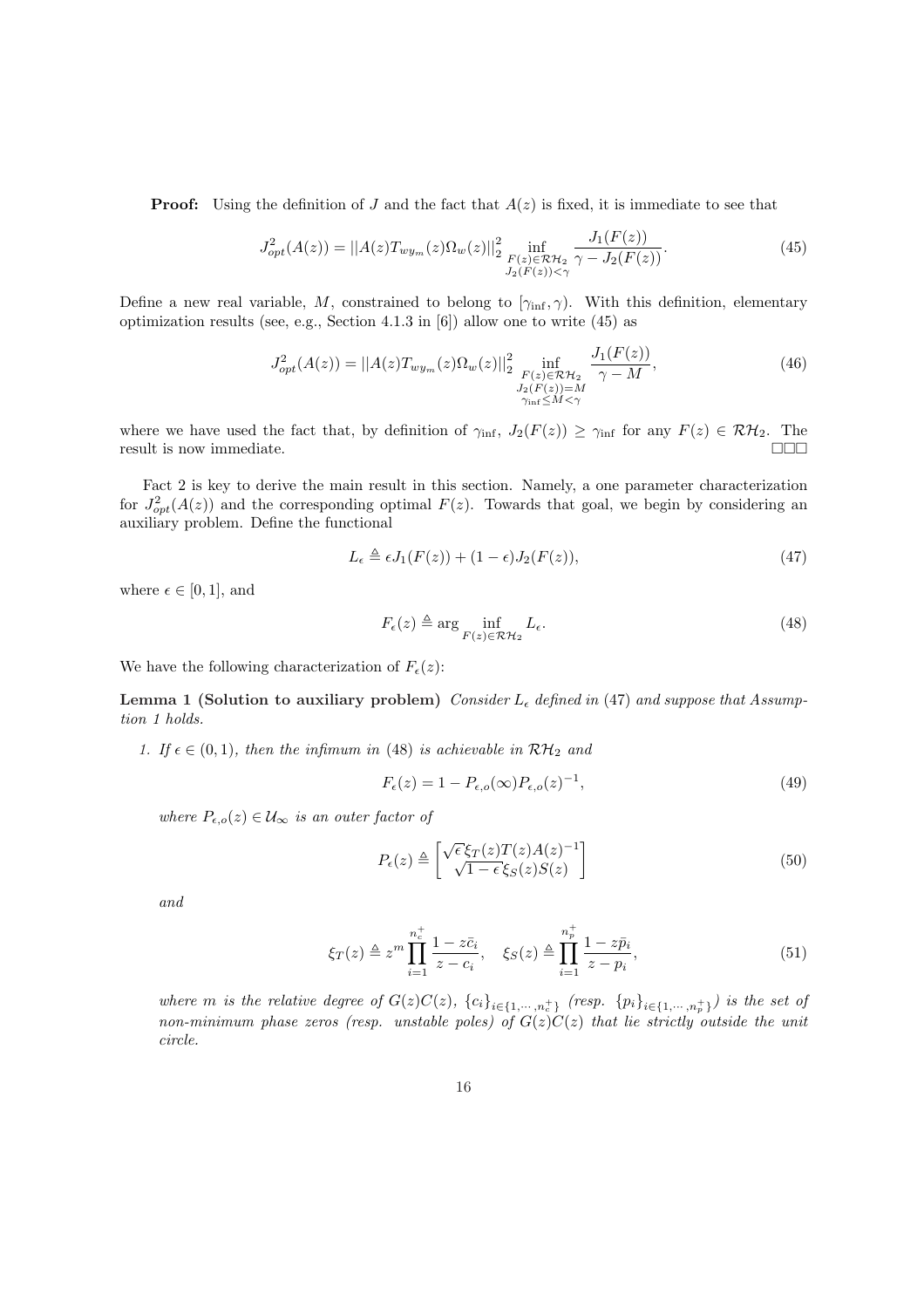**Proof:** Using the definition of $J$ and the fact that $A(z)$ is fixed, it is immediate to see that

$$J_{opt}^2(A(z)) = ||A(z)T_{wy_m}(z)\Omega_w(z)||_2^2 \inf_{\substack{F(z)\in\mathcal{RH}_2 \\ J_2(F(z))<\gamma}} \frac{J_1(F(z))}{\gamma - J_2(F(z))}. \tag{45}$$

Define a new real variable, $M$, constrained to belong to $[\gamma_{\inf}, \gamma)$. With this definition, elementary optimization results (see, e.g., Section 4.1.3 in [6]) allow one to write (45) as

$$J_{opt}^2(A(z)) = ||A(z)T_{wy_m}(z)\Omega_w(z)||_2^2 \inf_{\substack{F(z)\in\mathcal{RH}_2 \\ J_2(F(z))=M \\ \gamma_{\inf}\leq M<\gamma}} \frac{J_1(F(z))}{\gamma - M}, \tag{46}$$

where we have used the fact that, by definition of $\gamma_{\inf}$, $J_2(F(z)) \geq \gamma_{\inf}$ for any $F(z) \in \mathcal{RH}_2$. The result is now immediate. □□□

Fact 2 is key to derive the main result in this section. Namely, a one parameter characterization for $J_{opt}^2(A(z))$ and the corresponding optimal $F(z)$. Towards that goal, we begin by considering an auxiliary problem. Define the functional

$$L_\epsilon \triangleq \epsilon J_1(F(z)) + (1-\epsilon)J_2(F(z)), \tag{47}$$

where $\epsilon \in [0,1]$, and

$$F_\epsilon(z) \triangleq \arg \inf_{F(z)\in\mathcal{RH}_2} L_\epsilon. \tag{48}$$

We have the following characterization of $F_\epsilon(z)$:

**Lemma 1 (Solution to auxiliary problem)** *Consider $L_\epsilon$ defined in (47) and suppose that Assumption 1 holds.*

1. *If $\epsilon \in (0,1)$, then the infimum in (48) is achievable in $\mathcal{RH}_2$ and*

$$F_\epsilon(z) = 1 - P_{\epsilon,o}(\infty)P_{\epsilon,o}(z)^{-1}, \tag{49}$$

*where $P_{\epsilon,o}(z) \in \mathcal{U}_\infty$ is an outer factor of*

$$P_\epsilon(z) \triangleq \begin{bmatrix} \sqrt{\epsilon}\xi_T(z)T(z)A(z)^{-1} \\ \sqrt{1-\epsilon}\xi_S(z)S(z) \end{bmatrix} \tag{50}$$

*and*

$$\xi_T(z) \triangleq z^m \prod_{i=1}^{n_c^+} \frac{1 - z\bar{c}_i}{z - c_i}, \quad \xi_S(z) \triangleq \prod_{i=1}^{n_p^+} \frac{1 - z\bar{p}_i}{z - p_i}, \tag{51}$$

*where $m$ is the relative degree of $G(z)C(z)$, $\{c_i\}_{i\in\{1,\cdots,n_c^+\}}$ (resp. $\{p_i\}_{i\in\{1,\cdots,n_p^+\}}$) is the set of non-minimum phase zeros (resp. unstable poles) of $G(z)C(z)$ that lie strictly outside the unit circle.*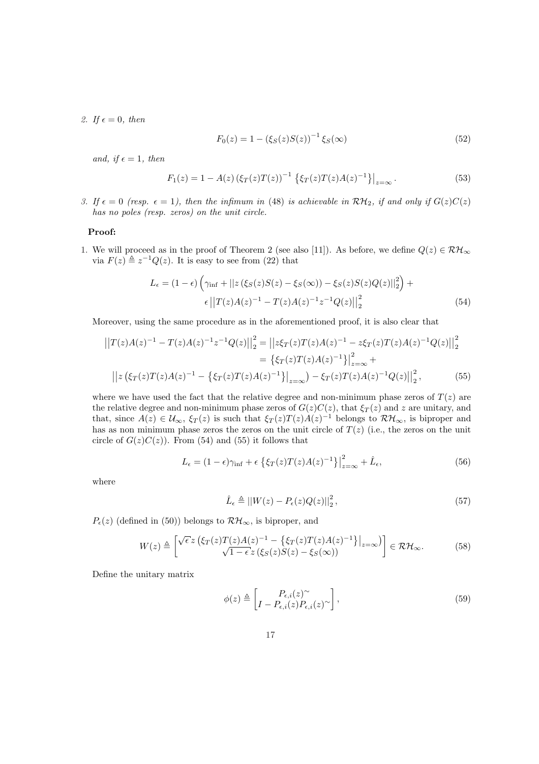2. *If $\epsilon = 0$, then*

$$F_0(z) = 1 - \left(\xi_S(z)S(z)\right)^{-1}\xi_S(\infty) \tag{52}$$

*and, if $\epsilon = 1$, then*

$$F_1(z) = 1 - A(z)\left(\xi_T(z)T(z)\right)^{-1}\left\{\xi_T(z)T(z)A(z)^{-1}\right\}\Big|_{z=\infty}. \tag{53}$$

3. *If $\epsilon = 0$ (resp. $\epsilon = 1$), then the infimum in (48) is achievable in $\mathcal{RH}_2$, if and only if $G(z)C(z)$ has no poles (resp. zeros) on the unit circle.*

**Proof:**

1. We will proceed as in the proof of Theorem 2 (see also [11]). As before, we define $Q(z) \in \mathcal{RH}_\infty$ via $F(z) \triangleq z^{-1}Q(z)$. It is easy to see from (22) that

$$\begin{aligned} L_\epsilon = (1-\epsilon)\left(\gamma_{\inf} + \left\|z\left(\xi_S(z)S(z) - \xi_S(\infty)\right) - \xi_S(z)S(z)Q(z)\right\|_2^2\right) + \\ \epsilon\left\|T(z)A(z)^{-1} - T(z)A(z)^{-1}z^{-1}Q(z)\right\|_2^2 \end{aligned} \tag{54}$$

Moreover, using the same procedure as in the aforementioned proof, it is also clear that

$$\begin{aligned} \left\|T(z)A(z)^{-1} - T(z)A(z)^{-1}z^{-1}Q(z)\right\|_2^2 &= \left\|z\xi_T(z)T(z)A(z)^{-1} - z\xi_T(z)T(z)A(z)^{-1}Q(z)\right\|_2^2 \\ &= \left\{\xi_T(z)T(z)A(z)^{-1}\right\}\Big|_{z=\infty}^2 + \\ \left\|z\left(\xi_T(z)T(z)A(z)^{-1} - \left\{\xi_T(z)T(z)A(z)^{-1}\right\}\Big|_{z=\infty}\right) - \xi_T(z)T(z)A(z)^{-1}Q(z)\right\|_2^2, \end{aligned} \tag{55}$$

where we have used the fact that the relative degree and non-minimum phase zeros of $T(z)$ are the relative degree and non-minimum phase zeros of $G(z)C(z)$, that $\xi_T(z)$ and $z$ are unitary, and that, since $A(z) \in \mathcal{U}_\infty$, $\xi_T(z)$ is such that $\xi_T(z)T(z)A(z)^{-1}$ belongs to $\mathcal{RH}_\infty$, is biproper and has as non minimum phase zeros the zeros on the unit circle of $T(z)$ (i.e., the zeros on the unit circle of $G(z)C(z)$). From (54) and (55) it follows that

$$L_\epsilon = (1-\epsilon)\gamma_{\inf} + \epsilon\left\{\xi_T(z)T(z)A(z)^{-1}\right\}\Big|_{z=\infty}^2 + \hat{L}_\epsilon, \tag{56}$$

where

$$\hat{L}_\epsilon \triangleq \left\|W(z) - P_\epsilon(z)Q(z)\right\|_2^2, \tag{57}$$

$P_\epsilon(z)$ (defined in (50)) belongs to $\mathcal{RH}_\infty$, is biproper, and

$$W(z) \triangleq \begin{bmatrix} \sqrt{\epsilon}\, z\left(\xi_T(z)T(z)A(z)^{-1} - \left\{\xi_T(z)T(z)A(z)^{-1}\right\}\big|_{z=\infty}\right) \\ \sqrt{1-\epsilon}\, z\left(\xi_S(z)S(z) - \xi_S(\infty)\right) \end{bmatrix} \in \mathcal{RH}_\infty. \tag{58}$$

Define the unitary matrix

$$\phi(z) \triangleq \begin{bmatrix} P_{\epsilon,i}(z)^\sim \\ I - P_{\epsilon,i}(z)P_{\epsilon,i}(z)^\sim \end{bmatrix}, \tag{59}$$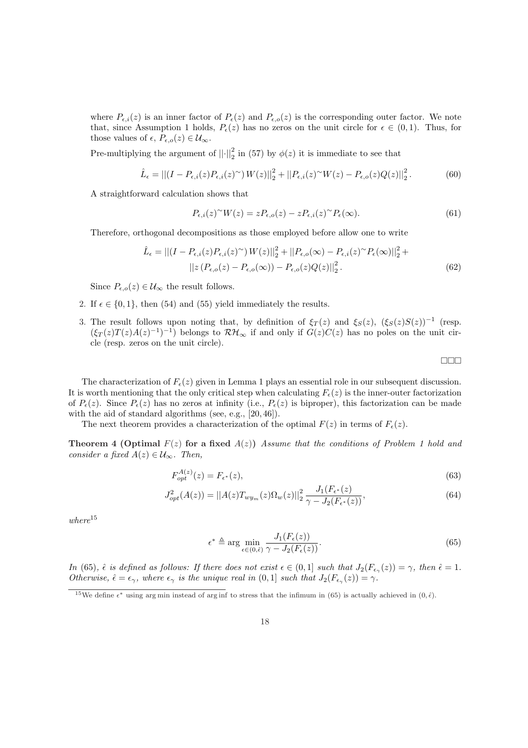where $P_{\epsilon,i}(z)$ is an inner factor of $P_\epsilon(z)$ and $P_{\epsilon,o}(z)$ is the corresponding outer factor. We note that, since Assumption 1 holds, $P_\epsilon(z)$ has no zeros on the unit circle for $\epsilon \in (0,1)$. Thus, for those values of $\epsilon$, $P_{\epsilon,o}(z) \in \mathcal{U}_\infty$.

Pre-multiplying the argument of $||\cdot||_2^2$ in (57) by $\phi(z)$ it is immediate to see that

$$\hat{L}_\epsilon = ||(I - P_{\epsilon,i}(z)P_{\epsilon,i}(z)^\sim)\, W(z)||_2^2 + ||P_{\epsilon,i}(z)^\sim W(z) - P_{\epsilon,o}(z)Q(z)||_2^2 . \tag{60}$$

A straightforward calculation shows that

$$P_{\epsilon,i}(z)^\sim W(z) = zP_{\epsilon,o}(z) - zP_{\epsilon,i}(z)^\sim P_\epsilon(\infty). \tag{61}$$

Therefore, orthogonal decompositions as those employed before allow one to write

$$\begin{aligned}\hat{L}_\epsilon = {} & ||(I - P_{\epsilon,i}(z)P_{\epsilon,i}(z)^\sim)\, W(z)||_2^2 + ||P_{\epsilon,o}(\infty) - P_{\epsilon,i}(z)^\sim P_\epsilon(\infty)||_2^2 + \\ & ||z\,(P_{\epsilon,o}(z) - P_{\epsilon,o}(\infty)) - P_{\epsilon,o}(z)Q(z)||_2^2 .\end{aligned} \tag{62}$$

Since $P_{\epsilon,o}(z) \in \mathcal{U}_\infty$ the result follows.

2. If $\epsilon \in \{0,1\}$, then (54) and (55) yield immediately the results.

3. The result follows upon noting that, by definition of $\xi_T(z)$ and $\xi_S(z)$, $(\xi_S(z)S(z))^{-1}$ (resp. $(\xi_T(z)T(z)A(z)^{-1})^{-1}$) belongs to $\mathcal{RH}_\infty$ if and only if $G(z)C(z)$ has no poles on the unit circle (resp. zeros on the unit circle).

□□□

The characterization of $F_\epsilon(z)$ given in Lemma 1 plays an essential role in our subsequent discussion. It is worth mentioning that the only critical step when calculating $F_\epsilon(z)$ is the inner-outer factorization of $P_\epsilon(z)$. Since $P_\epsilon(z)$ has no zeros at infinity (i.e., $P_\epsilon(z)$ is biproper), this factorization can be made with the aid of standard algorithms (see, e.g., [20, 46]).

The next theorem provides a characterization of the optimal $F(z)$ in terms of $F_\epsilon(z)$.

**Theorem 4 (Optimal $F(z)$ for a fixed $A(z)$)** *Assume that the conditions of Problem 1 hold and consider a fixed $A(z) \in \mathcal{U}_\infty$. Then,*

$$F_{opt}^{A(z)}(z) = F_{\epsilon^*}(z), \tag{63}$$

$$J_{opt}^2(A(z)) = ||A(z)T_{wy_m}(z)\Omega_w(z)||_2^2 \, \frac{J_1(F_{\epsilon^*}(z)}{\gamma - J_2(F_{\epsilon^*}(z))}, \tag{64}$$

*where*[15]

$$\epsilon^* \triangleq \arg \min_{\epsilon \in (0,\hat{\epsilon})} \frac{J_1(F_\epsilon(z))}{\gamma - J_2(F_\epsilon(z))}. \tag{65}$$

*In (65), $\hat{\epsilon}$ is defined as follows: If there does not exist $\epsilon \in (0,1]$ such that $J_2(F_{\epsilon_\gamma}(z)) = \gamma$, then $\hat{\epsilon} = 1$. Otherwise, $\hat{\epsilon} = \epsilon_\gamma$, where $\epsilon_\gamma$ is the unique real in $(0,1]$ such that $J_2(F_{\epsilon_\gamma}(z)) = \gamma$.*

[15] We define $\epsilon^*$ using arg min instead of arg inf to stress that the infimum in (65) is actually achieved in $(0, \hat{\epsilon})$.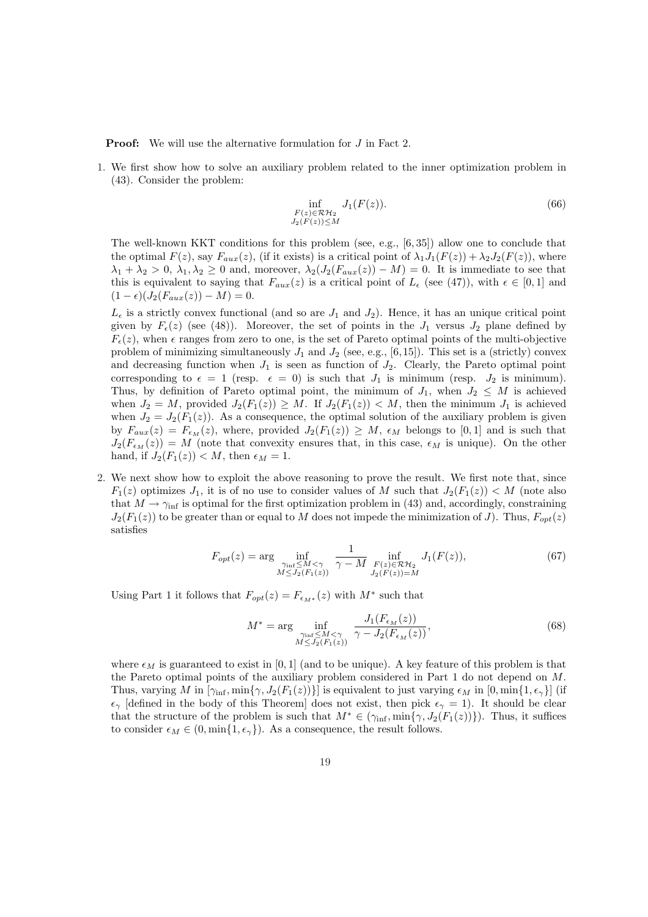**Proof:** We will use the alternative formulation for $J$ in Fact 2.

1. We first show how to solve an auxiliary problem related to the inner optimization problem in (43). Consider the problem:

$$\inf_{\substack{F(z)\in\mathcal{RH}_2 \\ J_2(F(z))\leq M}} J_1(F(z)). \tag{66}$$

   The well-known KKT conditions for this problem (see, e.g., [6, 35]) allow one to conclude that the optimal $F(z)$, say $F_{aux}(z)$, (if it exists) is a critical point of $\lambda_1 J_1(F(z)) + \lambda_2 J_2(F(z))$, where $\lambda_1 + \lambda_2 > 0$, $\lambda_1, \lambda_2 \geq 0$ and, moreover, $\lambda_2(J_2(F_{aux}(z)) - M) = 0$. It is immediate to see that this is equivalent to saying that $F_{aux}(z)$ is a critical point of $L_\epsilon$ (see (47)), with $\epsilon \in [0, 1]$ and $(1-\epsilon)(J_2(F_{aux}(z)) - M) = 0$.

   $L_\epsilon$ is a strictly convex functional (and so are $J_1$ and $J_2$). Hence, it has an unique critical point given by $F_\epsilon(z)$ (see (48)). Moreover, the set of points in the $J_1$ versus $J_2$ plane defined by $F_\epsilon(z)$, when $\epsilon$ ranges from zero to one, is the set of Pareto optimal points of the multi-objective problem of minimizing simultaneously $J_1$ and $J_2$ (see, e.g., [6,15]). This set is a (strictly) convex and decreasing function when $J_1$ is seen as function of $J_2$. Clearly, the Pareto optimal point corresponding to $\epsilon = 1$ (resp. $\epsilon = 0$) is such that $J_1$ is minimum (resp. $J_2$ is minimum). Thus, by definition of Pareto optimal point, the minimum of $J_1$, when $J_2 \leq M$ is achieved when $J_2 = M$, provided $J_2(F_1(z)) \geq M$. If $J_2(F_1(z)) < M$, then the minimum $J_1$ is achieved when $J_2 = J_2(F_1(z))$. As a consequence, the optimal solution of the auxiliary problem is given by $F_{aux}(z) = F_{\epsilon_M}(z)$, where, provided $J_2(F_1(z)) \geq M$, $\epsilon_M$ belongs to $[0, 1]$ and is such that $J_2(F_{\epsilon_M}(z)) = M$ (note that convexity ensures that, in this case, $\epsilon_M$ is unique). On the other hand, if $J_2(F_1(z)) < M$, then $\epsilon_M = 1$.

2. We next show how to exploit the above reasoning to prove the result. We first note that, since $F_1(z)$ optimizes $J_1$, it is of no use to consider values of $M$ such that $J_2(F_1(z)) < M$ (note also that $M \to \gamma_{\inf}$ is optimal for the first optimization problem in (43) and, accordingly, constraining $J_2(F_1(z))$ to be greater than or equal to $M$ does not impede the minimization of $J$). Thus, $F_{opt}(z)$ satisfies

$$F_{opt}(z) = \arg \inf_{\substack{\gamma_{\inf}\leq M<\gamma \\ M\leq J_2(F_1(z))}} \frac{1}{\gamma - M} \inf_{\substack{F(z)\in\mathcal{RH}_2 \\ J_2(F(z))=M}} J_1(F(z)), \tag{67}$$

   Using Part 1 it follows that $F_{opt}(z) = F_{\epsilon_{M^*}}(z)$ with $M^*$ such that

$$M^* = \arg \inf_{\substack{\gamma_{\inf}\leq M<\gamma \\ M\leq J_2(F_1(z))}} \frac{J_1(F_{\epsilon_M}(z))}{\gamma - J_2(F_{\epsilon_M}(z))}, \tag{68}$$

   where $\epsilon_M$ is guaranteed to exist in $[0, 1]$ (and to be unique). A key feature of this problem is that the Pareto optimal points of the auxiliary problem considered in Part 1 do not depend on $M$. Thus, varying $M$ in $[\gamma_{\inf}, \min\{\gamma, J_2(F_1(z))\}]$ is equivalent to just varying $\epsilon_M$ in $[0, \min\{1, \epsilon_\gamma\}]$ (if $\epsilon_\gamma$ [defined in the body of this Theorem] does not exist, then pick $\epsilon_\gamma = 1$). It should be clear that the structure of the problem is such that $M^* \in (\gamma_{\inf}, \min\{\gamma, J_2(F_1(z))\})$. Thus, it suffices to consider $\epsilon_M \in (0, \min\{1, \epsilon_\gamma\})$. As a consequence, the result follows.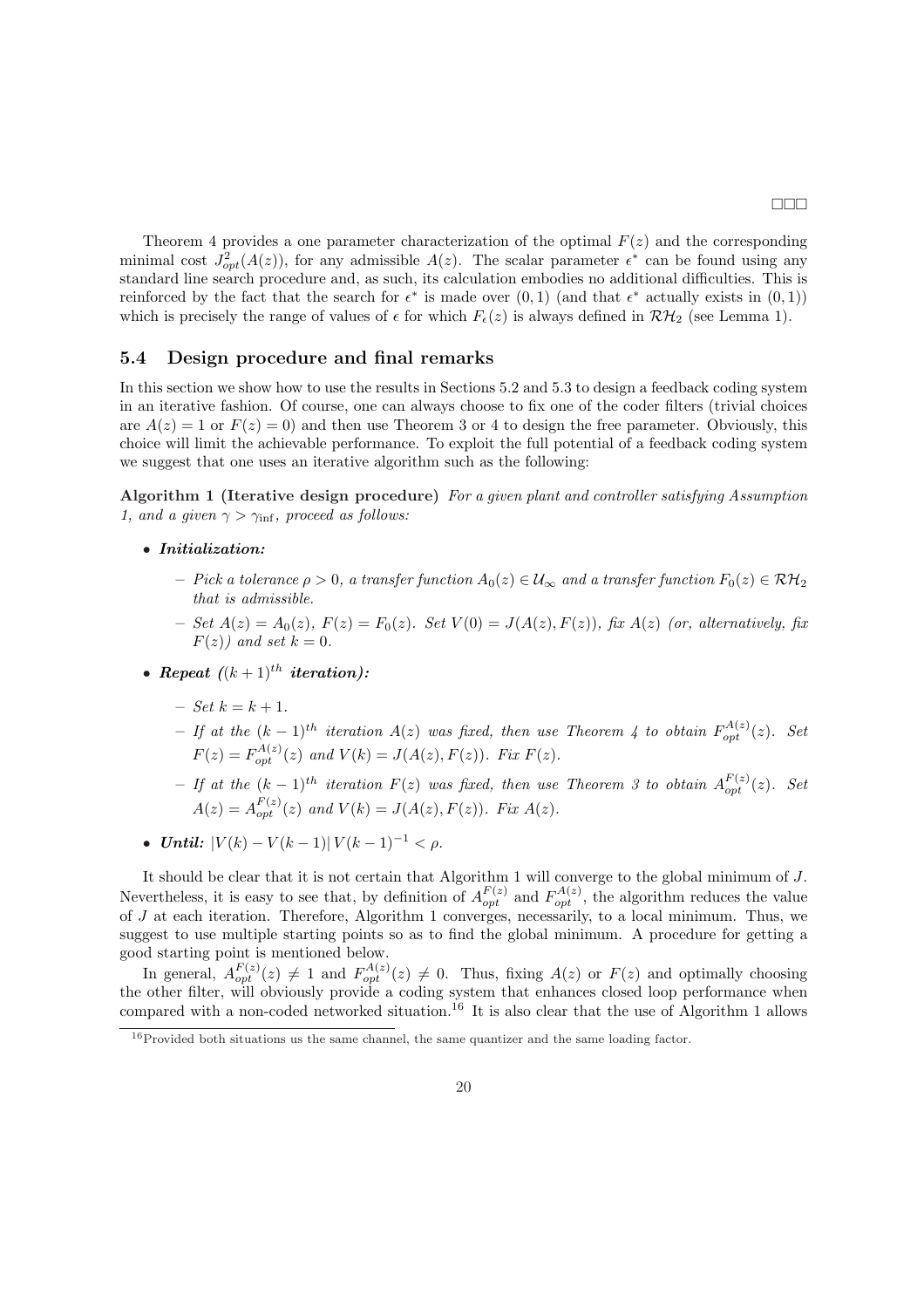□□□

Theorem 4 provides a one parameter characterization of the optimal $F(z)$ and the corresponding minimal cost $J^2_{opt}(A(z))$, for any admissible $A(z)$. The scalar parameter $\epsilon^*$ can be found using any standard line search procedure and, as such, its calculation embodies no additional difficulties. This is reinforced by the fact that the search for $\epsilon^*$ is made over $(0,1)$ (and that $\epsilon^*$ actually exists in $(0,1)$) which is precisely the range of values of $\epsilon$ for which $F_\epsilon(z)$ is always defined in $\mathcal{RH}_2$ (see Lemma 1).

### 5.4 Design procedure and final remarks

In this section we show how to use the results in Sections 5.2 and 5.3 to design a feedback coding system in an iterative fashion. Of course, one can always choose to fix one of the coder filters (trivial choices are $A(z) = 1$ or $F(z) = 0$) and then use Theorem 3 or 4 to design the free parameter. Obviously, this choice will limit the achievable performance. To exploit the full potential of a feedback coding system we suggest that one uses an iterative algorithm such as the following:

**Algorithm 1 (Iterative design procedure)** *For a given plant and controller satisfying Assumption 1, and a given $\gamma > \gamma_{\inf}$, proceed as follows:*

- ***Initialization:***
  - *Pick a tolerance $\rho > 0$, a transfer function $A_0(z) \in \mathcal{U}_\infty$ and a transfer function $F_0(z) \in \mathcal{RH}_2$ that is admissible.*
  - *Set $A(z) = A_0(z)$, $F(z) = F_0(z)$. Set $V(0) = J(A(z), F(z))$, fix $A(z)$ (or, alternatively, fix $F(z)$) and set $k = 0$.*
- ***Repeat ($(k+1)^{th}$ iteration):***
  - *Set $k = k + 1$.*
  - *If at the $(k-1)^{th}$ iteration $A(z)$ was fixed, then use Theorem 4 to obtain $F^{A(z)}_{opt}(z)$. Set $F(z) = F^{A(z)}_{opt}(z)$ and $V(k) = J(A(z), F(z))$. Fix $F(z)$.*
  - *If at the $(k-1)^{th}$ iteration $F(z)$ was fixed, then use Theorem 3 to obtain $A^{F(z)}_{opt}(z)$. Set $A(z) = A^{F(z)}_{opt}(z)$ and $V(k) = J(A(z), F(z))$. Fix $A(z)$.*
- ***Until:** $|V(k) - V(k-1)|\, V(k-1)^{-1} < \rho$.*

It should be clear that it is not certain that Algorithm 1 will converge to the global minimum of $J$. Nevertheless, it is easy to see that, by definition of $A^{F(z)}_{opt}$ and $F^{A(z)}_{opt}$, the algorithm reduces the value of $J$ at each iteration. Therefore, Algorithm 1 converges, necessarily, to a local minimum. Thus, we suggest to use multiple starting points so as to find the global minimum. A procedure for getting a good starting point is mentioned below.

In general, $A^{F(z)}_{opt}(z) \neq 1$ and $F^{A(z)}_{opt}(z) \neq 0$. Thus, fixing $A(z)$ or $F(z)$ and optimally choosing the other filter, will obviously provide a coding system that enhances closed loop performance when compared with a non-coded networked situation.[16] It is also clear that the use of Algorithm 1 allows

[16] Provided both situations us the same channel, the same quantizer and the same loading factor.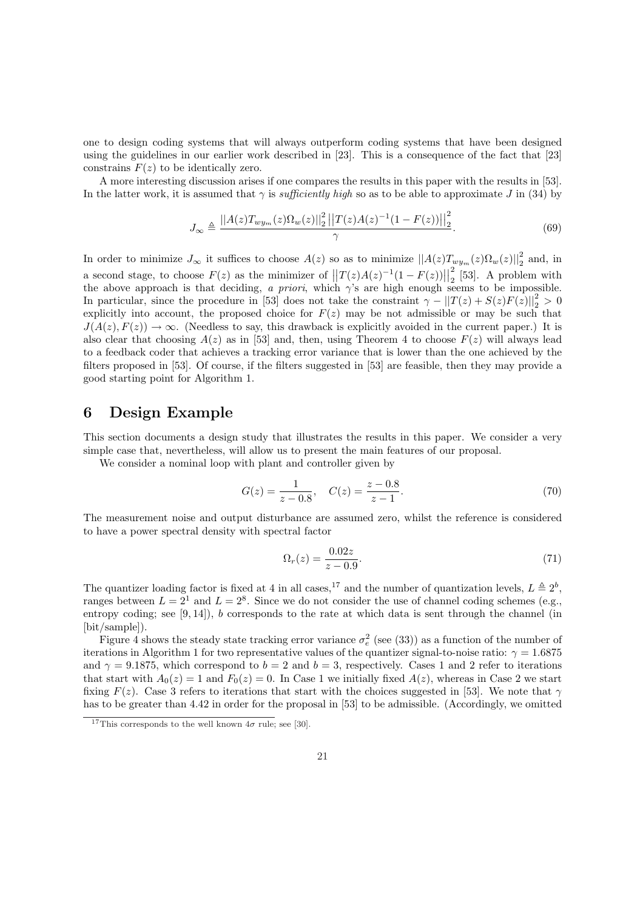one to design coding systems that will always outperform coding systems that have been designed using the guidelines in our earlier work described in [23]. This is a consequence of the fact that [23] constrains $F(z)$ to be identically zero.

A more interesting discussion arises if one compares the results in this paper with the results in [53]. In the latter work, it is assumed that $\gamma$ is *sufficiently high* so as to be able to approximate $J$ in (34) by

$$J_\infty \triangleq \frac{||A(z)T_{wy_m}(z)\Omega_w(z)||_2^2 \left|\left|T(z)A(z)^{-1}(1-F(z))\right|\right|_2^2}{\gamma}. \tag{69}$$

In order to minimize $J_\infty$ it suffices to choose $A(z)$ so as to minimize $||A(z)T_{wy_m}(z)\Omega_w(z)||_2^2$ and, in a second stage, to choose $F(z)$ as the minimizer of $\left|\left|T(z)A(z)^{-1}(1-F(z))\right|\right|_2^2$ [53]. A problem with the above approach is that deciding, *a priori*, which $\gamma$'s are high enough seems to be impossible. In particular, since the procedure in [53] does not take the constraint $\gamma - ||T(z)+S(z)F(z)||_2^2 > 0$ explicitly into account, the proposed choice for $F(z)$ may be not admissible or may be such that $J(A(z), F(z)) \to \infty$. (Needless to say, this drawback is explicitly avoided in the current paper.) It is also clear that choosing $A(z)$ as in [53] and, then, using Theorem 4 to choose $F(z)$ will always lead to a feedback coder that achieves a tracking error variance that is lower than the one achieved by the filters proposed in [53]. Of course, if the filters suggested in [53] are feasible, then they may provide a good starting point for Algorithm 1.

# 6 Design Example

This section documents a design study that illustrates the results in this paper. We consider a very simple case that, nevertheless, will allow us to present the main features of our proposal.

We consider a nominal loop with plant and controller given by

$$G(z) = \frac{1}{z-0.8}, \quad C(z) = \frac{z-0.8}{z-1}. \tag{70}$$

The measurement noise and output disturbance are assumed zero, whilst the reference is considered to have a power spectral density with spectral factor

$$\Omega_r(z) = \frac{0.02z}{z-0.9}. \tag{71}$$

The quantizer loading factor is fixed at 4 in all cases,[17] and the number of quantization levels, $L \triangleq 2^b$, ranges between $L = 2^1$ and $L = 2^8$. Since we do not consider the use of channel coding schemes (e.g., entropy coding; see [9, 14]), $b$ corresponds to the rate at which data is sent through the channel (in [bit/sample]).

Figure 4 shows the steady state tracking error variance $\sigma_e^2$ (see (33)) as a function of the number of iterations in Algorithm 1 for two representative values of the quantizer signal-to-noise ratio: $\gamma = 1.6875$ and $\gamma = 9.1875$, which correspond to $b = 2$ and $b = 3$, respectively. Cases 1 and 2 refer to iterations that start with $A_0(z) = 1$ and $F_0(z) = 0$. In Case 1 we initially fixed $A(z)$, whereas in Case 2 we start fixing $F(z)$. Case 3 refers to iterations that start with the choices suggested in [53]. We note that $\gamma$ has to be greater than 4.42 in order for the proposal in [53] to be admissible. (Accordingly, we omitted

[17] This corresponds to the well known $4\sigma$ rule; see [30].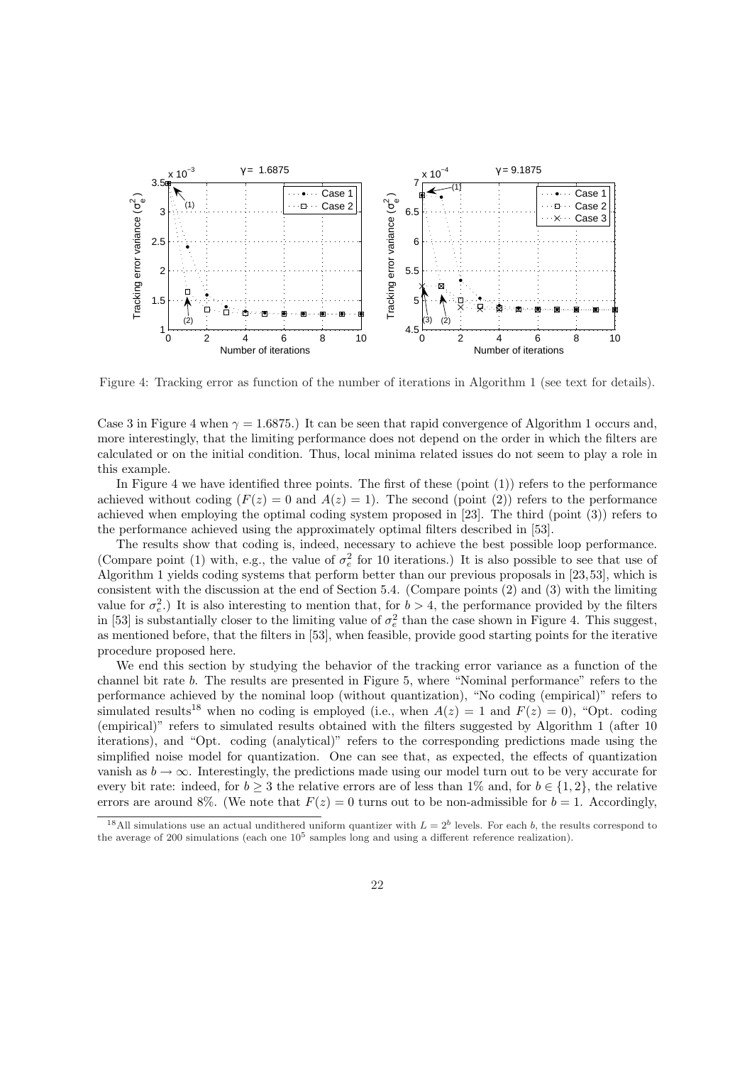Figure 4: Tracking error as function of the number of iterations in Algorithm 1 (see text for details).

Case 3 in Figure 4 when $\gamma = 1.6875$.) It can be seen that rapid convergence of Algorithm 1 occurs and, more interestingly, that the limiting performance does not depend on the order in which the filters are calculated or on the initial condition. Thus, local minima related issues do not seem to play a role in this example.

In Figure 4 we have identified three points. The first of these (point (1)) refers to the performance achieved without coding ($F(z) = 0$ and $A(z) = 1$). The second (point (2)) refers to the performance achieved when employing the optimal coding system proposed in [23]. The third (point (3)) refers to the performance achieved using the approximately optimal filters described in [53].

The results show that coding is, indeed, necessary to achieve the best possible loop performance. (Compare point (1) with, e.g., the value of $\sigma_e^2$ for 10 iterations.) It is also possible to see that use of Algorithm 1 yields coding systems that perform better than our previous proposals in [23,53], which is consistent with the discussion at the end of Section 5.4. (Compare points (2) and (3) with the limiting value for $\sigma_e^2$.) It is also interesting to mention that, for $b > 4$, the performance provided by the filters in [53] is substantially closer to the limiting value of $\sigma_e^2$ than the case shown in Figure 4. This suggest, as mentioned before, that the filters in [53], when feasible, provide good starting points for the iterative procedure proposed here.

We end this section by studying the behavior of the tracking error variance as a function of the channel bit rate $b$. The results are presented in Figure 5, where "Nominal performance" refers to the performance achieved by the nominal loop (without quantization), "No coding (empirical)" refers to simulated results[18] when no coding is employed (i.e., when $A(z) = 1$ and $F(z) = 0$), "Opt. coding (empirical)" refers to simulated results obtained with the filters suggested by Algorithm 1 (after 10 iterations), and "Opt. coding (analytical)" refers to the corresponding predictions made using the simplified noise model for quantization. One can see that, as expected, the effects of quantization vanish as $b \to \infty$. Interestingly, the predictions made using our model turn out to be very accurate for every bit rate: indeed, for $b \geq 3$ the relative errors are of less than 1% and, for $b \in \{1, 2\}$, the relative errors are around 8%. (We note that $F(z) = 0$ turns out to be non-admissible for $b = 1$. Accordingly,

[18] All simulations use an actual undithered uniform quantizer with $L = 2^b$ levels. For each $b$, the results correspond to the average of 200 simulations (each one $10^5$ samples long and using a different reference realization).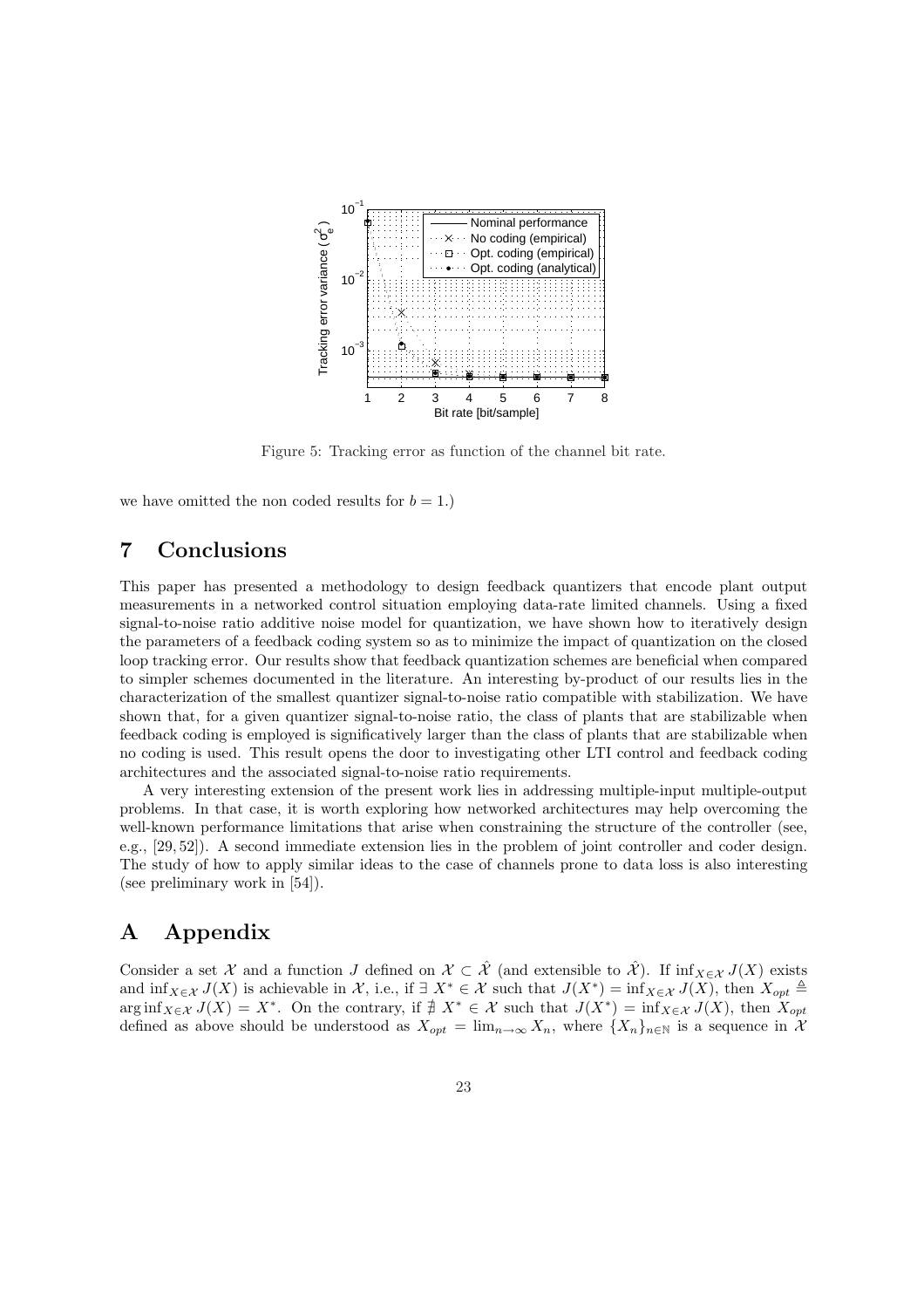Figure 5: Tracking error as function of the channel bit rate.

we have omitted the non coded results for $b = 1$.)

# 7 Conclusions

This paper has presented a methodology to design feedback quantizers that encode plant output measurements in a networked control situation employing data-rate limited channels. Using a fixed signal-to-noise ratio additive noise model for quantization, we have shown how to iteratively design the parameters of a feedback coding system so as to minimize the impact of quantization on the closed loop tracking error. Our results show that feedback quantization schemes are beneficial when compared to simpler schemes documented in the literature. An interesting by-product of our results lies in the characterization of the smallest quantizer signal-to-noise ratio compatible with stabilization. We have shown that, for a given quantizer signal-to-noise ratio, the class of plants that are stabilizable when feedback coding is employed is significatively larger than the class of plants that are stabilizable when no coding is used. This result opens the door to investigating other LTI control and feedback coding architectures and the associated signal-to-noise ratio requirements.

A very interesting extension of the present work lies in addressing multiple-input multiple-output problems. In that case, it is worth exploring how networked architectures may help overcoming the well-known performance limitations that arise when constraining the structure of the controller (see, e.g., [29, 52]). A second immediate extension lies in the problem of joint controller and coder design. The study of how to apply similar ideas to the case of channels prone to data loss is also interesting (see preliminary work in [54]).

# A Appendix

Consider a set $\mathcal{X}$ and a function $J$ defined on $\mathcal{X} \subset \hat{\mathcal{X}}$ (and extensible to $\hat{\mathcal{X}}$). If $\inf_{X \in \mathcal{X}} J(X)$ exists and $\inf_{X \in \mathcal{X}} J(X)$ is achievable in $\mathcal{X}$, i.e., if $\exists\ X^* \in \mathcal{X}$ such that $J(X^*) = \inf_{X \in \mathcal{X}} J(X)$, then $X_{opt} \triangleq \arg\inf_{X \in \mathcal{X}} J(X) = X^*$. On the contrary, if $\nexists\ X^* \in \mathcal{X}$ such that $J(X^*) = \inf_{X \in \mathcal{X}} J(X)$, then $X_{opt}$ defined as above should be understood as $X_{opt} = \lim_{n \to \infty} X_n$, where $\{X_n\}_{n \in \mathbb{N}}$ is a sequence in $\mathcal{X}$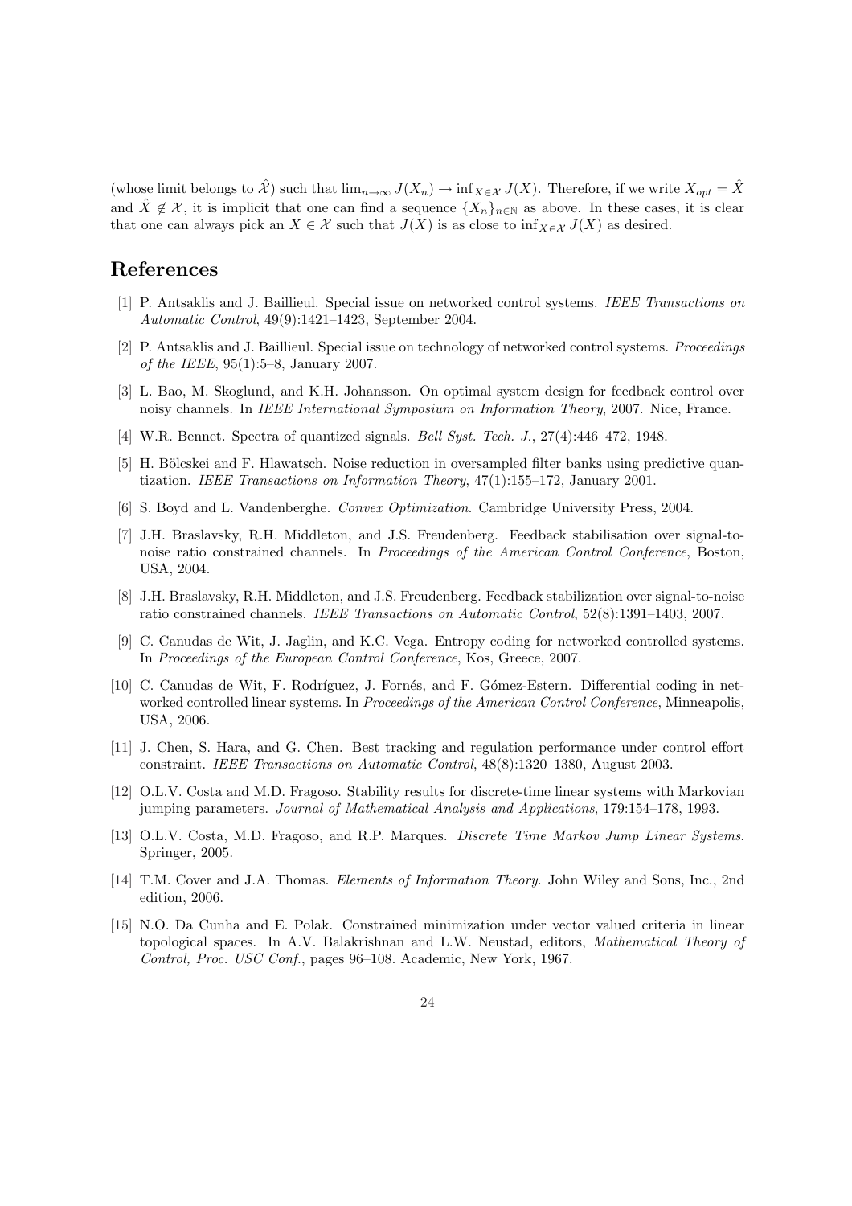(whose limit belongs to $\hat{\mathcal{X}}$) such that $\lim_{n\to\infty} J(X_n) \to \inf_{X\in\mathcal{X}} J(X)$. Therefore, if we write $X_{opt} = \hat{X}$ and $\hat{X} \notin \mathcal{X}$, it is implicit that one can find a sequence $\{X_n\}_{n\in\mathbb{N}}$ as above. In these cases, it is clear that one can always pick an $X \in \mathcal{X}$ such that $J(X)$ is as close to $\inf_{X\in\mathcal{X}} J(X)$ as desired.

# References

[1] P. Antsaklis and J. Baillieul. Special issue on networked control systems. *IEEE Transactions on Automatic Control*, 49(9):1421–1423, September 2004.

[2] P. Antsaklis and J. Baillieul. Special issue on technology of networked control systems. *Proceedings of the IEEE*, 95(1):5–8, January 2007.

[3] L. Bao, M. Skoglund, and K.H. Johansson. On optimal system design for feedback control over noisy channels. In *IEEE International Symposium on Information Theory*, 2007. Nice, France.

[4] W.R. Bennet. Spectra of quantized signals. *Bell Syst. Tech. J.*, 27(4):446–472, 1948.

[5] H. Bölcskei and F. Hlawatsch. Noise reduction in oversampled filter banks using predictive quantization. *IEEE Transactions on Information Theory*, 47(1):155–172, January 2001.

[6] S. Boyd and L. Vandenberghe. *Convex Optimization*. Cambridge University Press, 2004.

[7] J.H. Braslavsky, R.H. Middleton, and J.S. Freudenberg. Feedback stabilisation over signal-to-noise ratio constrained channels. In *Proceedings of the American Control Conference*, Boston, USA, 2004.

[8] J.H. Braslavsky, R.H. Middleton, and J.S. Freudenberg. Feedback stabilization over signal-to-noise ratio constrained channels. *IEEE Transactions on Automatic Control*, 52(8):1391–1403, 2007.

[9] C. Canudas de Wit, J. Jaglin, and K.C. Vega. Entropy coding for networked controlled systems. In *Proceedings of the European Control Conference*, Kos, Greece, 2007.

[10] C. Canudas de Wit, F. Rodríguez, J. Fornés, and F. Gómez-Estern. Differential coding in networked controlled linear systems. In *Proceedings of the American Control Conference*, Minneapolis, USA, 2006.

[11] J. Chen, S. Hara, and G. Chen. Best tracking and regulation performance under control effort constraint. *IEEE Transactions on Automatic Control*, 48(8):1320–1380, August 2003.

[12] O.L.V. Costa and M.D. Fragoso. Stability results for discrete-time linear systems with Markovian jumping parameters. *Journal of Mathematical Analysis and Applications*, 179:154–178, 1993.

[13] O.L.V. Costa, M.D. Fragoso, and R.P. Marques. *Discrete Time Markov Jump Linear Systems*. Springer, 2005.

[14] T.M. Cover and J.A. Thomas. *Elements of Information Theory*. John Wiley and Sons, Inc., 2nd edition, 2006.

[15] N.O. Da Cunha and E. Polak. Constrained minimization under vector valued criteria in linear topological spaces. In A.V. Balakrishnan and L.W. Neustad, editors, *Mathematical Theory of Control, Proc. USC Conf.*, pages 96–108. Academic, New York, 1967.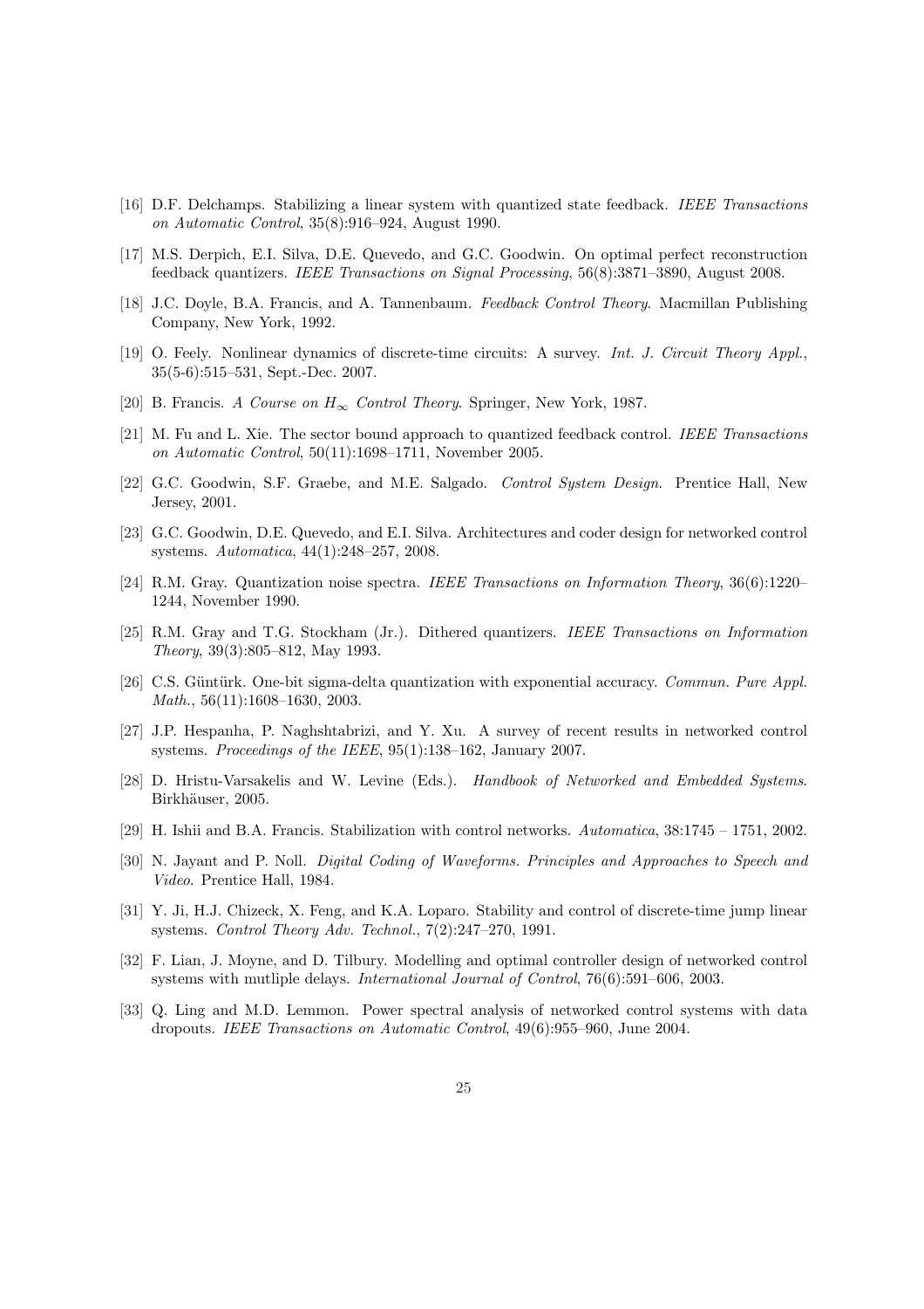[16] D.F. Delchamps. Stabilizing a linear system with quantized state feedback. *IEEE Transactions on Automatic Control*, 35(8):916–924, August 1990.

[17] M.S. Derpich, E.I. Silva, D.E. Quevedo, and G.C. Goodwin. On optimal perfect reconstruction feedback quantizers. *IEEE Transactions on Signal Processing*, 56(8):3871–3890, August 2008.

[18] J.C. Doyle, B.A. Francis, and A. Tannenbaum. *Feedback Control Theory*. Macmillan Publishing Company, New York, 1992.

[19] O. Feely. Nonlinear dynamics of discrete-time circuits: A survey. *Int. J. Circuit Theory Appl.*, 35(5-6):515–531, Sept.-Dec. 2007.

[20] B. Francis. *A Course on $H_\infty$ Control Theory*. Springer, New York, 1987.

[21] M. Fu and L. Xie. The sector bound approach to quantized feedback control. *IEEE Transactions on Automatic Control*, 50(11):1698–1711, November 2005.

[22] G.C. Goodwin, S.F. Graebe, and M.E. Salgado. *Control System Design*. Prentice Hall, New Jersey, 2001.

[23] G.C. Goodwin, D.E. Quevedo, and E.I. Silva. Architectures and coder design for networked control systems. *Automatica*, 44(1):248–257, 2008.

[24] R.M. Gray. Quantization noise spectra. *IEEE Transactions on Information Theory*, 36(6):1220–1244, November 1990.

[25] R.M. Gray and T.G. Stockham (Jr.). Dithered quantizers. *IEEE Transactions on Information Theory*, 39(3):805–812, May 1993.

[26] C.S. Güntürk. One-bit sigma-delta quantization with exponential accuracy. *Commun. Pure Appl. Math.*, 56(11):1608–1630, 2003.

[27] J.P. Hespanha, P. Naghshtabrizi, and Y. Xu. A survey of recent results in networked control systems. *Proceedings of the IEEE*, 95(1):138–162, January 2007.

[28] D. Hristu-Varsakelis and W. Levine (Eds.). *Handbook of Networked and Embedded Systems*. Birkhäuser, 2005.

[29] H. Ishii and B.A. Francis. Stabilization with control networks. *Automatica*, 38:1745 – 1751, 2002.

[30] N. Jayant and P. Noll. *Digital Coding of Waveforms. Principles and Approaches to Speech and Video*. Prentice Hall, 1984.

[31] Y. Ji, H.J. Chizeck, X. Feng, and K.A. Loparo. Stability and control of discrete-time jump linear systems. *Control Theory Adv. Technol.*, 7(2):247–270, 1991.

[32] F. Lian, J. Moyne, and D. Tilbury. Modelling and optimal controller design of networked control systems with mutliple delays. *International Journal of Control*, 76(6):591–606, 2003.

[33] Q. Ling and M.D. Lemmon. Power spectral analysis of networked control systems with data dropouts. *IEEE Transactions on Automatic Control*, 49(6):955–960, June 2004.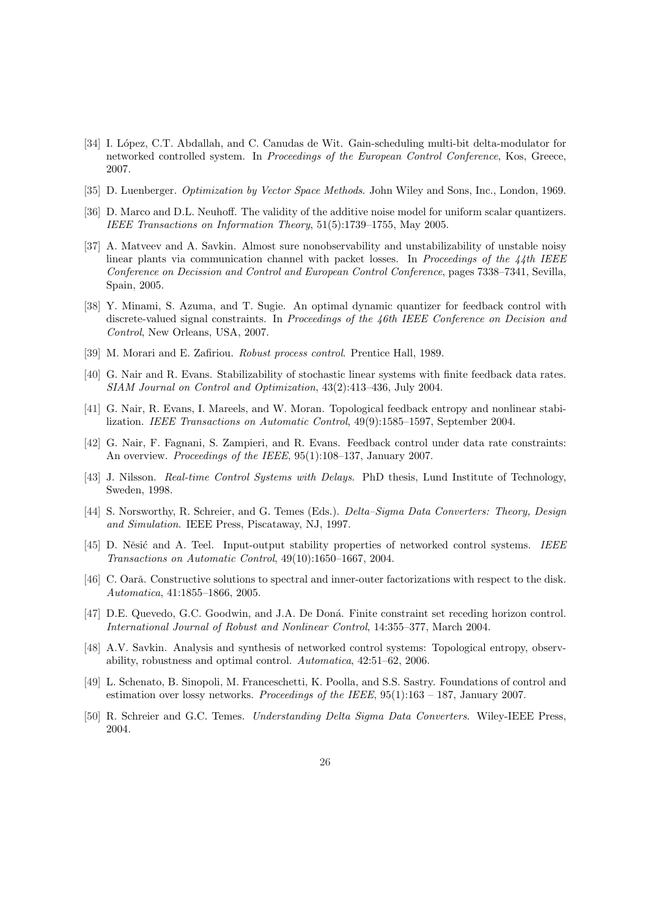[34] I. López, C.T. Abdallah, and C. Canudas de Wit. Gain-scheduling multi-bit delta-modulator for networked controlled system. In *Proceedings of the European Control Conference*, Kos, Greece, 2007.

[35] D. Luenberger. *Optimization by Vector Space Methods*. John Wiley and Sons, Inc., London, 1969.

[36] D. Marco and D.L. Neuhoff. The validity of the additive noise model for uniform scalar quantizers. *IEEE Transactions on Information Theory*, 51(5):1739–1755, May 2005.

[37] A. Matveev and A. Savkin. Almost sure nonobservability and unstabilizability of unstable noisy linear plants via communication channel with packet losses. In *Proceedings of the 44th IEEE Conference on Decission and Control and European Control Conference*, pages 7338–7341, Sevilla, Spain, 2005.

[38] Y. Minami, S. Azuma, and T. Sugie. An optimal dynamic quantizer for feedback control with discrete-valued signal constraints. In *Proceedings of the 46th IEEE Conference on Decision and Control*, New Orleans, USA, 2007.

[39] M. Morari and E. Zafiriou. *Robust process control*. Prentice Hall, 1989.

[40] G. Nair and R. Evans. Stabilizability of stochastic linear systems with finite feedback data rates. *SIAM Journal on Control and Optimization*, 43(2):413–436, July 2004.

[41] G. Nair, R. Evans, I. Mareels, and W. Moran. Topological feedback entropy and nonlinear stabilization. *IEEE Transactions on Automatic Control*, 49(9):1585–1597, September 2004.

[42] G. Nair, F. Fagnani, S. Zampieri, and R. Evans. Feedback control under data rate constraints: An overview. *Proceedings of the IEEE*, 95(1):108–137, January 2007.

[43] J. Nilsson. *Real-time Control Systems with Delays*. PhD thesis, Lund Institute of Technology, Sweden, 1998.

[44] S. Norsworthy, R. Schreier, and G. Temes (Eds.). *Delta–Sigma Data Converters: Theory, Design and Simulation*. IEEE Press, Piscataway, NJ, 1997.

[45] D. Něsić and A. Teel. Input-output stability properties of networked control systems. *IEEE Transactions on Automatic Control*, 49(10):1650–1667, 2004.

[46] C. Oară. Constructive solutions to spectral and inner-outer factorizations with respect to the disk. *Automatica*, 41:1855–1866, 2005.

[47] D.E. Quevedo, G.C. Goodwin, and J.A. De Doná. Finite constraint set receding horizon control. *International Journal of Robust and Nonlinear Control*, 14:355–377, March 2004.

[48] A.V. Savkin. Analysis and synthesis of networked control systems: Topological entropy, observability, robustness and optimal control. *Automatica*, 42:51–62, 2006.

[49] L. Schenato, B. Sinopoli, M. Franceschetti, K. Poolla, and S.S. Sastry. Foundations of control and estimation over lossy networks. *Proceedings of the IEEE*, 95(1):163 – 187, January 2007.

[50] R. Schreier and G.C. Temes. *Understanding Delta Sigma Data Converters*. Wiley-IEEE Press, 2004.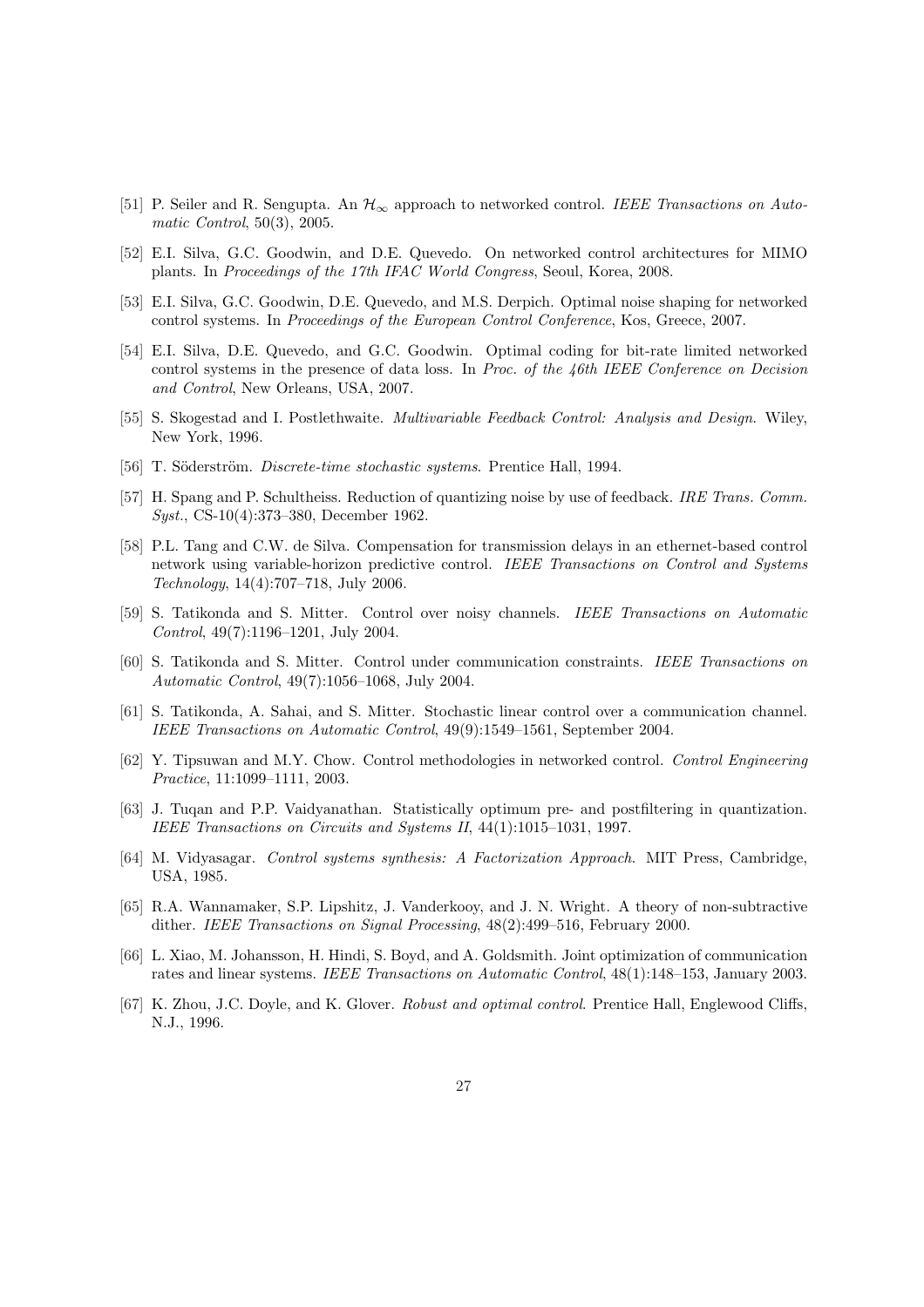[51] P. Seiler and R. Sengupta. An $\mathcal{H}_\infty$ approach to networked control. *IEEE Transactions on Automatic Control*, 50(3), 2005.

[52] E.I. Silva, G.C. Goodwin, and D.E. Quevedo. On networked control architectures for MIMO plants. In *Proceedings of the 17th IFAC World Congress*, Seoul, Korea, 2008.

[53] E.I. Silva, G.C. Goodwin, D.E. Quevedo, and M.S. Derpich. Optimal noise shaping for networked control systems. In *Proceedings of the European Control Conference*, Kos, Greece, 2007.

[54] E.I. Silva, D.E. Quevedo, and G.C. Goodwin. Optimal coding for bit-rate limited networked control systems in the presence of data loss. In *Proc. of the 46th IEEE Conference on Decision and Control*, New Orleans, USA, 2007.

[55] S. Skogestad and I. Postlethwaite. *Multivariable Feedback Control: Analysis and Design*. Wiley, New York, 1996.

[56] T. Söderström. *Discrete-time stochastic systems*. Prentice Hall, 1994.

[57] H. Spang and P. Schultheiss. Reduction of quantizing noise by use of feedback. *IRE Trans. Comm. Syst.*, CS-10(4):373–380, December 1962.

[58] P.L. Tang and C.W. de Silva. Compensation for transmission delays in an ethernet-based control network using variable-horizon predictive control. *IEEE Transactions on Control and Systems Technology*, 14(4):707–718, July 2006.

[59] S. Tatikonda and S. Mitter. Control over noisy channels. *IEEE Transactions on Automatic Control*, 49(7):1196–1201, July 2004.

[60] S. Tatikonda and S. Mitter. Control under communication constraints. *IEEE Transactions on Automatic Control*, 49(7):1056–1068, July 2004.

[61] S. Tatikonda, A. Sahai, and S. Mitter. Stochastic linear control over a communication channel. *IEEE Transactions on Automatic Control*, 49(9):1549–1561, September 2004.

[62] Y. Tipsuwan and M.Y. Chow. Control methodologies in networked control. *Control Engineering Practice*, 11:1099–1111, 2003.

[63] J. Tuqan and P.P. Vaidyanathan. Statistically optimum pre- and postfiltering in quantization. *IEEE Transactions on Circuits and Systems II*, 44(1):1015–1031, 1997.

[64] M. Vidyasagar. *Control systems synthesis: A Factorization Approach*. MIT Press, Cambridge, USA, 1985.

[65] R.A. Wannamaker, S.P. Lipshitz, J. Vanderkooy, and J. N. Wright. A theory of non-subtractive dither. *IEEE Transactions on Signal Processing*, 48(2):499–516, February 2000.

[66] L. Xiao, M. Johansson, H. Hindi, S. Boyd, and A. Goldsmith. Joint optimization of communication rates and linear systems. *IEEE Transactions on Automatic Control*, 48(1):148–153, January 2003.

[67] K. Zhou, J.C. Doyle, and K. Glover. *Robust and optimal control*. Prentice Hall, Englewood Cliffs, N.J., 1996.